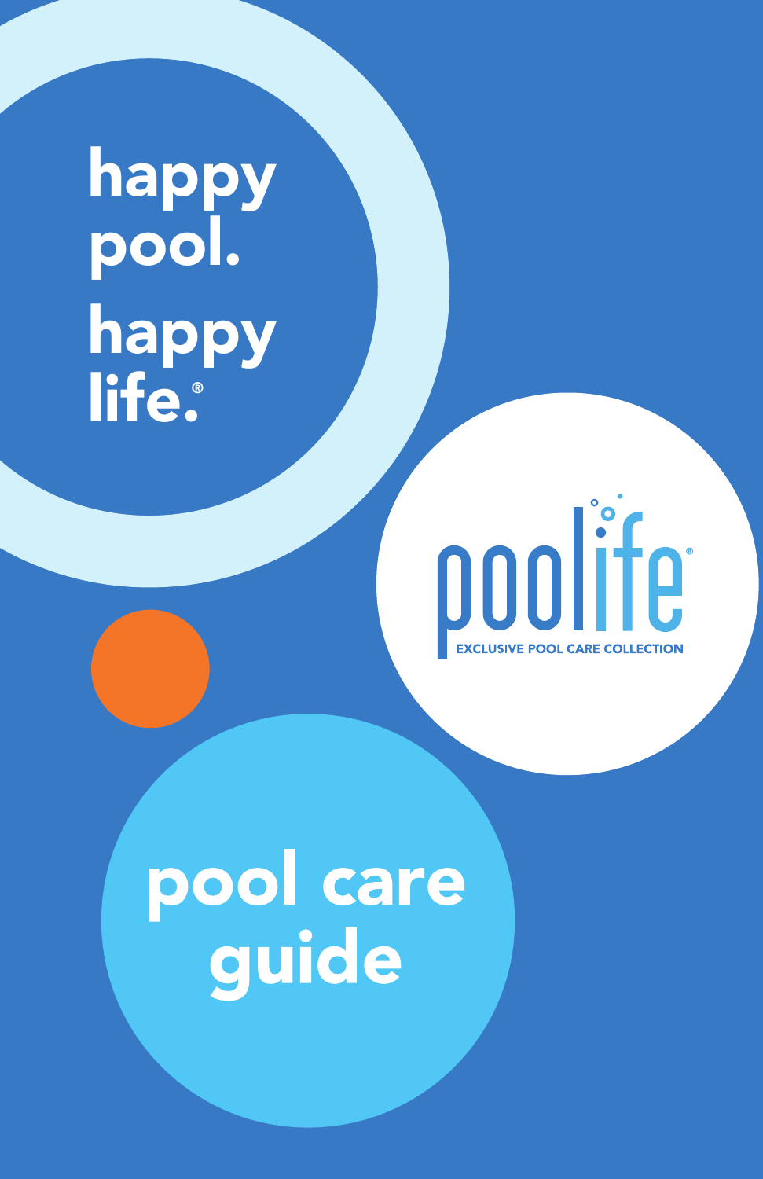happy pool.
happy life.®

poolife®

EXCLUSIVE POOL CARE COLLECTION

# pool care guide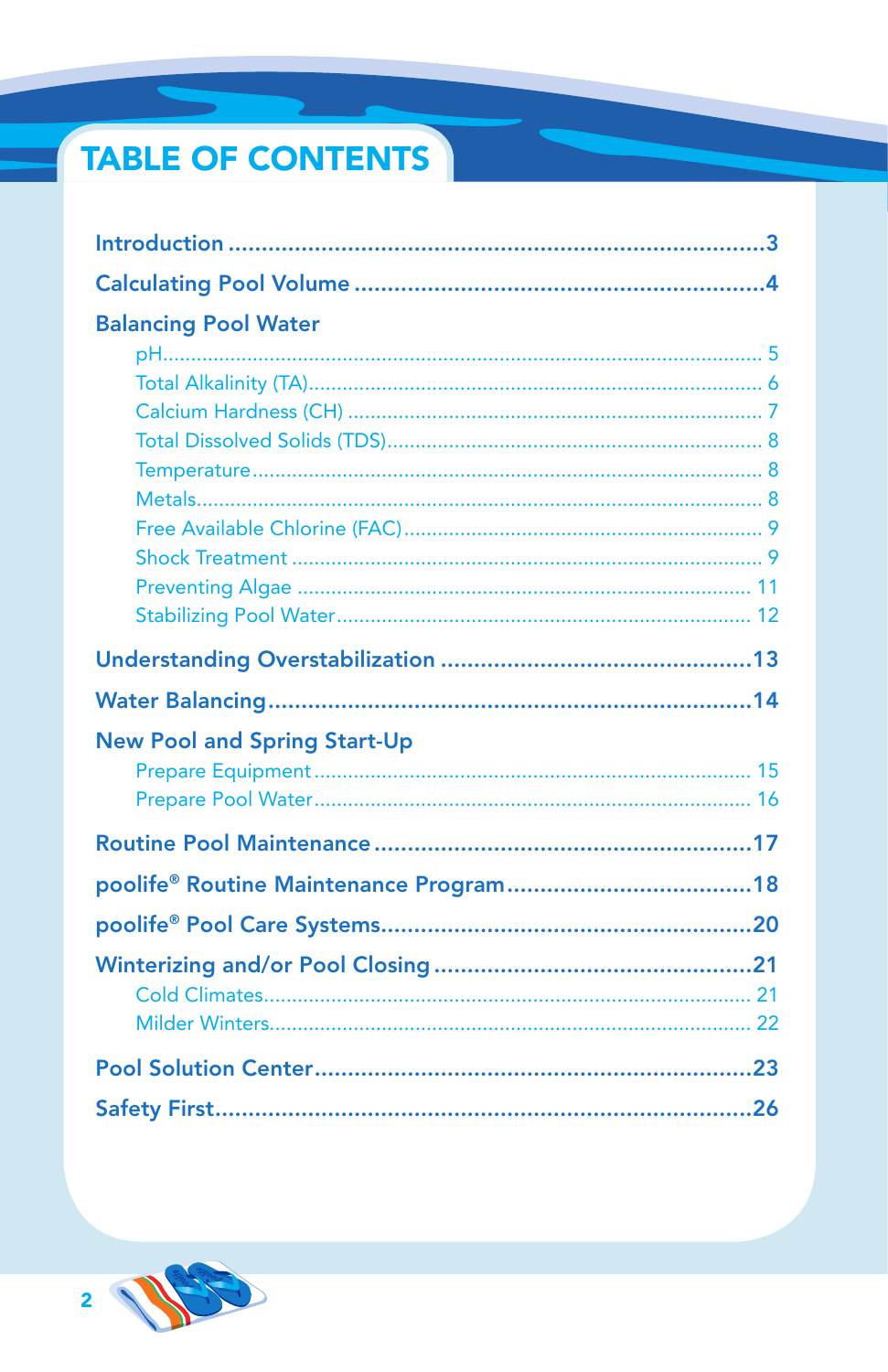# TABLE OF CONTENTS

**Introduction** .......... **3**

**Calculating Pool Volume** .......... **4**

**Balancing Pool Water**

- pH .......... 5
- Total Alkalinity (TA) .......... 6
- Calcium Hardness (CH) .......... 7
- Total Dissolved Solids (TDS) .......... 8
- Temperature .......... 8
- Metals .......... 8
- Free Available Chlorine (FAC) .......... 9
- Shock Treatment .......... 9
- Preventing Algae .......... 11
- Stabilizing Pool Water .......... 12

**Understanding Overstabilization** .......... **13**

**Water Balancing** .......... **14**

**New Pool and Spring Start-Up**

- Prepare Equipment .......... 15
- Prepare Pool Water .......... 16

**Routine Pool Maintenance** .......... **17**

**poolife® Routine Maintenance Program** .......... **18**

**poolife® Pool Care Systems** .......... **20**

**Winterizing and/or Pool Closing** .......... **21**

- Cold Climates .......... 21
- Milder Winters .......... 22

**Pool Solution Center** .......... **23**

**Safety First** .......... **26**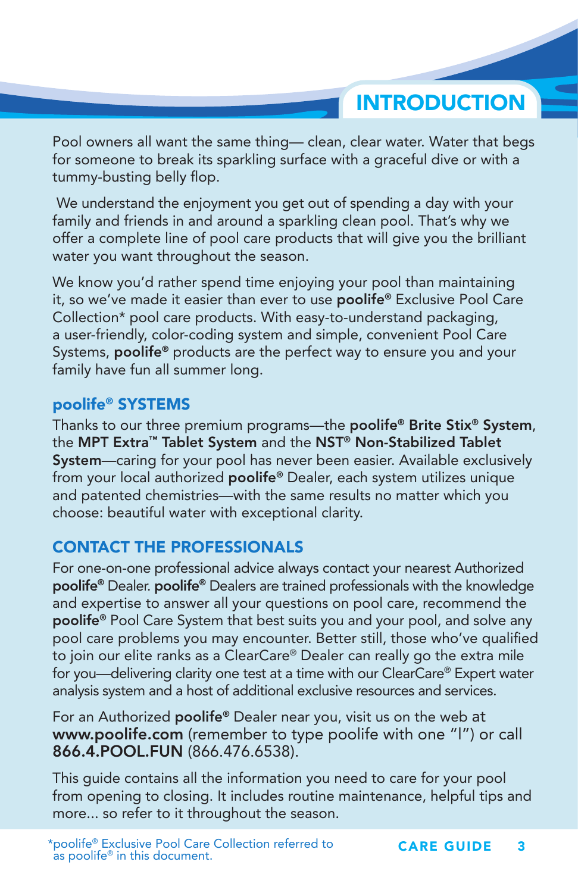# INTRODUCTION

Pool owners all want the same thing— clean, clear water. Water that begs for someone to break its sparkling surface with a graceful dive or with a tummy-busting belly flop.

We understand the enjoyment you get out of spending a day with your family and friends in and around a sparkling clean pool. That's why we offer a complete line of pool care products that will give you the brilliant water you want throughout the season.

We know you'd rather spend time enjoying your pool than maintaining it, so we've made it easier than ever to use **poolife®** Exclusive Pool Care Collection* pool care products. With easy-to-understand packaging, a user-friendly, color-coding system and simple, convenient Pool Care Systems, **poolife®** products are the perfect way to ensure you and your family have fun all summer long.

## poolife® SYSTEMS

Thanks to our three premium programs—the **poolife® Brite Stix® System**, the **MPT Extra™ Tablet System** and the **NST® Non-Stabilized Tablet System**—caring for your pool has never been easier. Available exclusively from your local authorized **poolife®** Dealer, each system utilizes unique and patented chemistries—with the same results no matter which you choose: beautiful water with exceptional clarity.

## CONTACT THE PROFESSIONALS

For one-on-one professional advice always contact your nearest Authorized **poolife®** Dealer. **poolife®** Dealers are trained professionals with the knowledge and expertise to answer all your questions on pool care, recommend the **poolife®** Pool Care System that best suits you and your pool, and solve any pool care problems you may encounter. Better still, those who've qualified to join our elite ranks as a ClearCare® Dealer can really go the extra mile for you—delivering clarity one test at a time with our ClearCare® Expert water analysis system and a host of additional exclusive resources and services.

For an Authorized **poolife®** Dealer near you, visit us on the web at **www.poolife.com** (remember to type poolife with one "l") or call **866.4.POOL.FUN** (866.476.6538).

This guide contains all the information you need to care for your pool from opening to closing. It includes routine maintenance, helpful tips and more... so refer to it throughout the season.

*poolife® Exclusive Pool Care Collection referred to as poolife® in this document.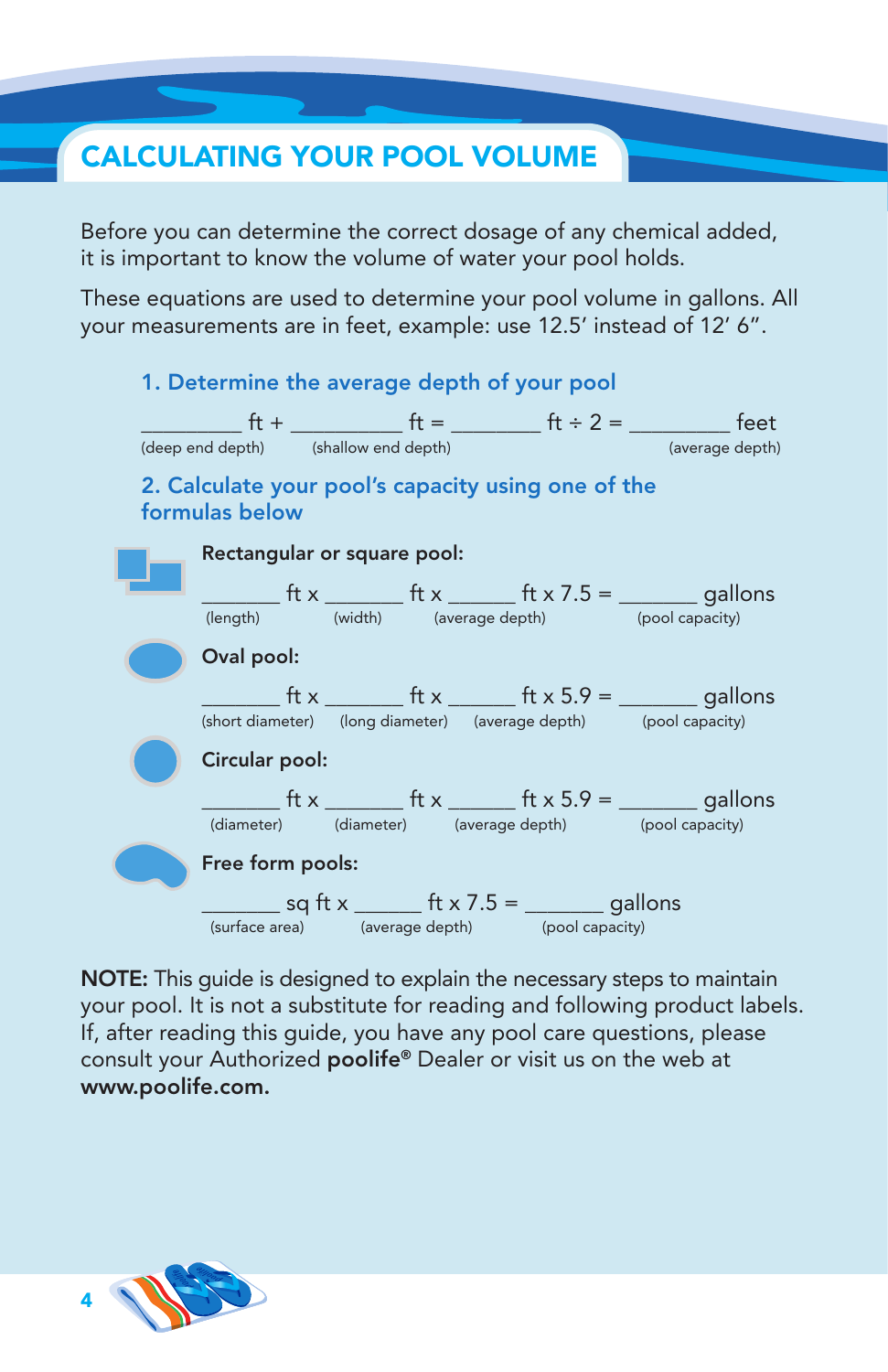# CALCULATING YOUR POOL VOLUME

Before you can determine the correct dosage of any chemical added, it is important to know the volume of water your pool holds.

These equations are used to determine your pool volume in gallons. All your measurements are in feet, example: use 12.5' instead of 12' 6".

## 1. Determine the average depth of your pool

_________ ft + _________ ft = ________ ft ÷ 2 = _________ feet

(deep end depth) (shallow end depth) (average depth)

## 2. Calculate your pool's capacity using one of the formulas below

**Rectangular or square pool:**

_______ ft x _______ ft x ______ ft x 7.5 = _______ gallons

(length) (width) (average depth) (pool capacity)

**Oval pool:**

_______ ft x _______ ft x ______ ft x 5.9 = _______ gallons

(short diameter) (long diameter) (average depth) (pool capacity)

**Circular pool:**

_______ ft x _______ ft x ______ ft x 5.9 = _______ gallons

(diameter) (diameter) (average depth) (pool capacity)

**Free form pools:**

_______ sq ft x ______ ft x 7.5 = _______ gallons

(surface area) (average depth) (pool capacity)

**NOTE:** This guide is designed to explain the necessary steps to maintain your pool. It is not a substitute for reading and following product labels. If, after reading this guide, you have any pool care questions, please consult your Authorized **poolife®** Dealer or visit us on the web at **www.poolife.com.**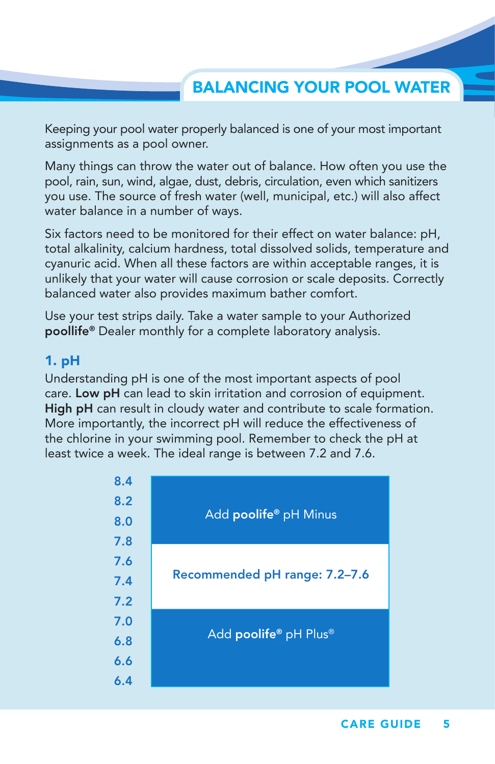## BALANCING YOUR POOL WATER

Keeping your pool water properly balanced is one of your most important assignments as a pool owner.

Many things can throw the water out of balance. How often you use the pool, rain, sun, wind, algae, dust, debris, circulation, even which sanitizers you use. The source of fresh water (well, municipal, etc.) will also affect water balance in a number of ways.

Six factors need to be monitored for their effect on water balance: pH, total alkalinity, calcium hardness, total dissolved solids, temperature and cyanuric acid. When all these factors are within acceptable ranges, it is unlikely that your water will cause corrosion or scale deposits. Correctly balanced water also provides maximum bather comfort.

Use your test strips daily. Take a water sample to your Authorized **poollife®** Dealer monthly for a complete laboratory analysis.

### 1. pH

Understanding pH is one of the most important aspects of pool care. **Low pH** can lead to skin irritation and corrosion of equipment. **High pH** can result in cloudy water and contribute to scale formation. More importantly, the incorrect pH will reduce the effectiveness of the chlorine in your swimming pool. Remember to check the pH at least twice a week. The ideal range is between 7.2 and 7.6.

| pH | Action |
| --- | --- |
| 8.4 – 7.8 | Add **poolife®** pH Minus |
| 7.6 – 7.2 | **Recommended pH range: 7.2–7.6** |
| 7.0 – 6.4 | Add **poolife®** pH Plus® |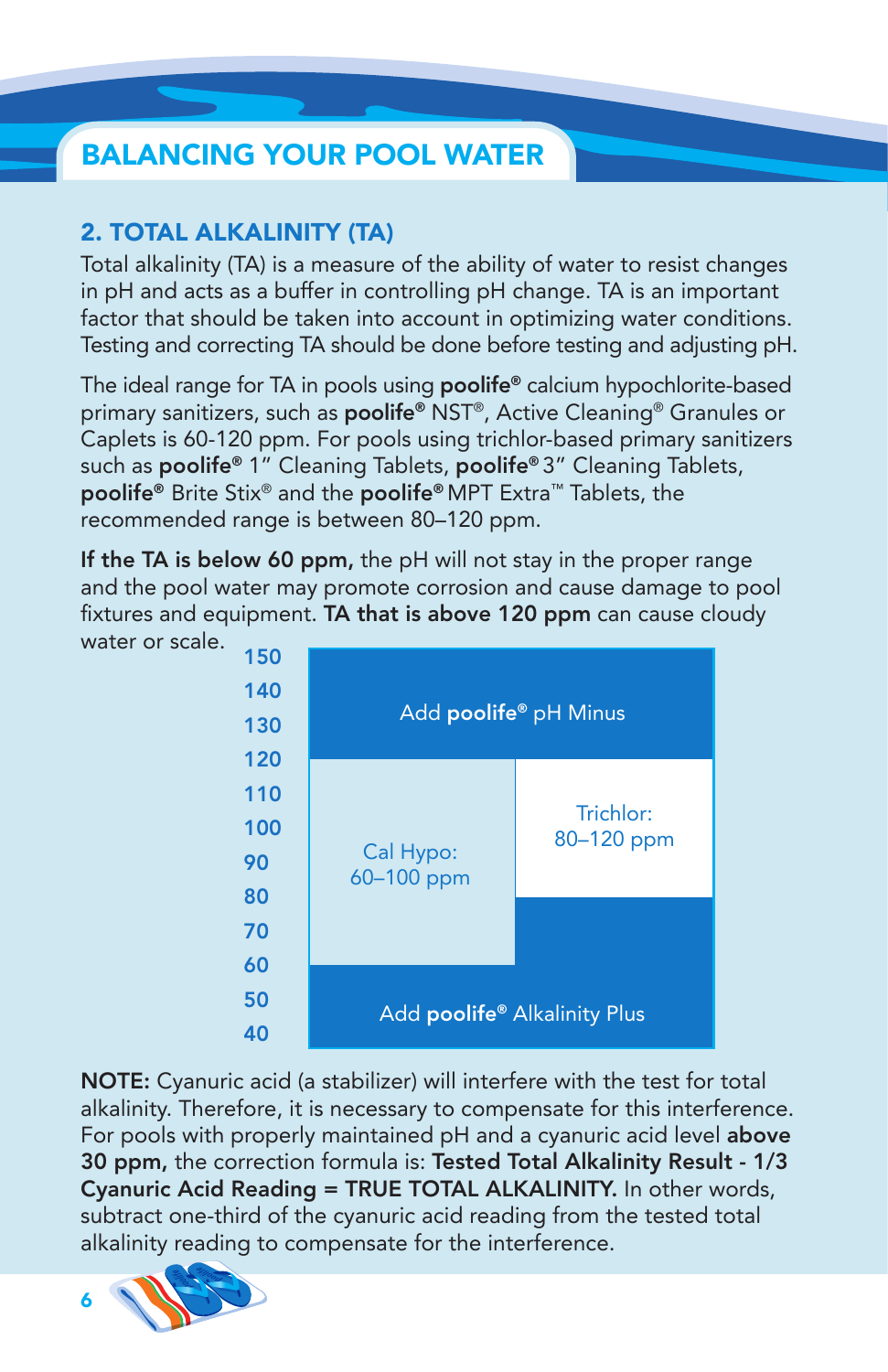# BALANCING YOUR POOL WATER

## 2. TOTAL ALKALINITY (TA)

Total alkalinity (TA) is a measure of the ability of water to resist changes in pH and acts as a buffer in controlling pH change. TA is an important factor that should be taken into account in optimizing water conditions. Testing and correcting TA should be done before testing and adjusting pH.

The ideal range for TA in pools using **poolife®** calcium hypochlorite-based primary sanitizers, such as **poolife®** NST®, Active Cleaning® Granules or Caplets is 60-120 ppm. For pools using trichlor-based primary sanitizers such as **poolife®** 1" Cleaning Tablets, **poolife®** 3" Cleaning Tablets, **poolife®** Brite Stix® and the **poolife®** MPT Extra™ Tablets, the recommended range is between 80–120 ppm.

**If the TA is below 60 ppm,** the pH will not stay in the proper range and the pool water may promote corrosion and cause damage to pool fixtures and equipment. **TA that is above 120 ppm** can cause cloudy water or scale.

| TA (ppm) | Cal Hypo | Trichlor |
|---|---|---|
| 120–150 | Add **poolife®** pH Minus | Add **poolife®** pH Minus |
| 80–120 | Cal Hypo: 60–100 ppm | Trichlor: 80–120 ppm |
| 60–80 | Cal Hypo: 60–100 ppm | Add **poolife®** Alkalinity Plus |
| 40–60 | Add **poolife®** Alkalinity Plus | Add **poolife®** Alkalinity Plus |

**NOTE:** Cyanuric acid (a stabilizer) will interfere with the test for total alkalinity. Therefore, it is necessary to compensate for this interference. For pools with properly maintained pH and a cyanuric acid level **above 30 ppm,** the correction formula is: **Tested Total Alkalinity Result - 1/3 Cyanuric Acid Reading = TRUE TOTAL ALKALINITY.** In other words, subtract one-third of the cyanuric acid reading from the tested total alkalinity reading to compensate for the interference.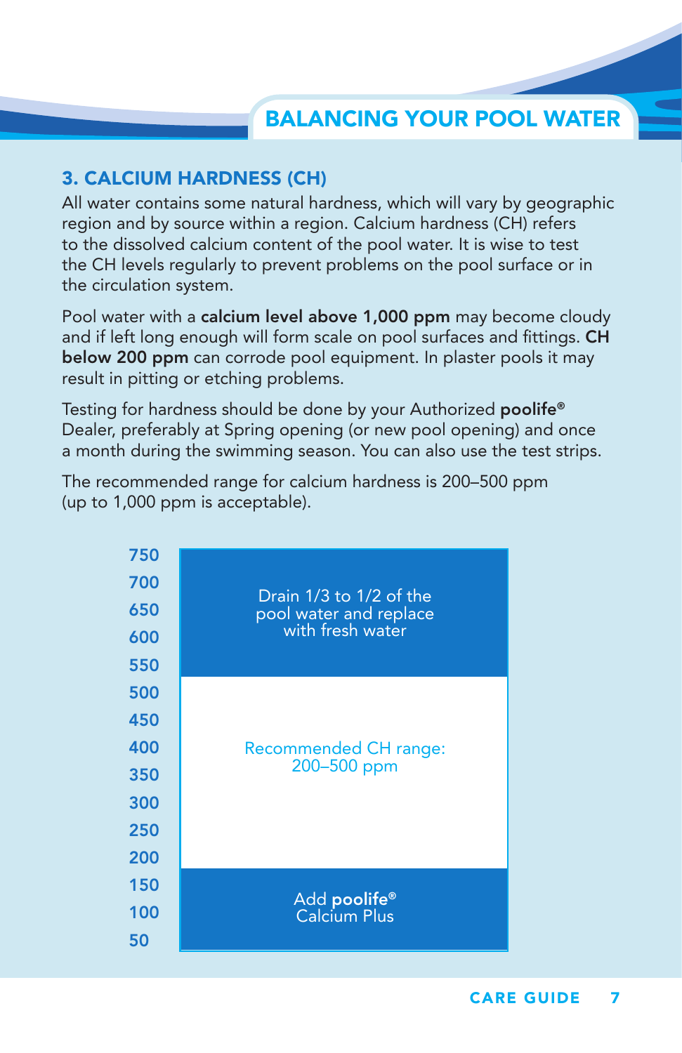## 3. CALCIUM HARDNESS (CH)

All water contains some natural hardness, which will vary by geographic region and by source within a region. Calcium hardness (CH) refers to the dissolved calcium content of the pool water. It is wise to test the CH levels regularly to prevent problems on the pool surface or in the circulation system.

Pool water with a **calcium level above 1,000 ppm** may become cloudy and if left long enough will form scale on pool surfaces and fittings. **CH below 200 ppm** can corrode pool equipment. In plaster pools it may result in pitting or etching problems.

Testing for hardness should be done by your Authorized **poolife®** Dealer, preferably at Spring opening (or new pool opening) and once a month during the swimming season. You can also use the test strips.

The recommended range for calcium hardness is 200–500 ppm (up to 1,000 ppm is acceptable).

| CH (ppm) | Action |
| --- | --- |
| 500–750 | Drain 1/3 to 1/2 of the pool water and replace with fresh water |
| 200–500 | Recommended CH range: 200–500 ppm |
| 50–200 | Add **poolife®** Calcium Plus |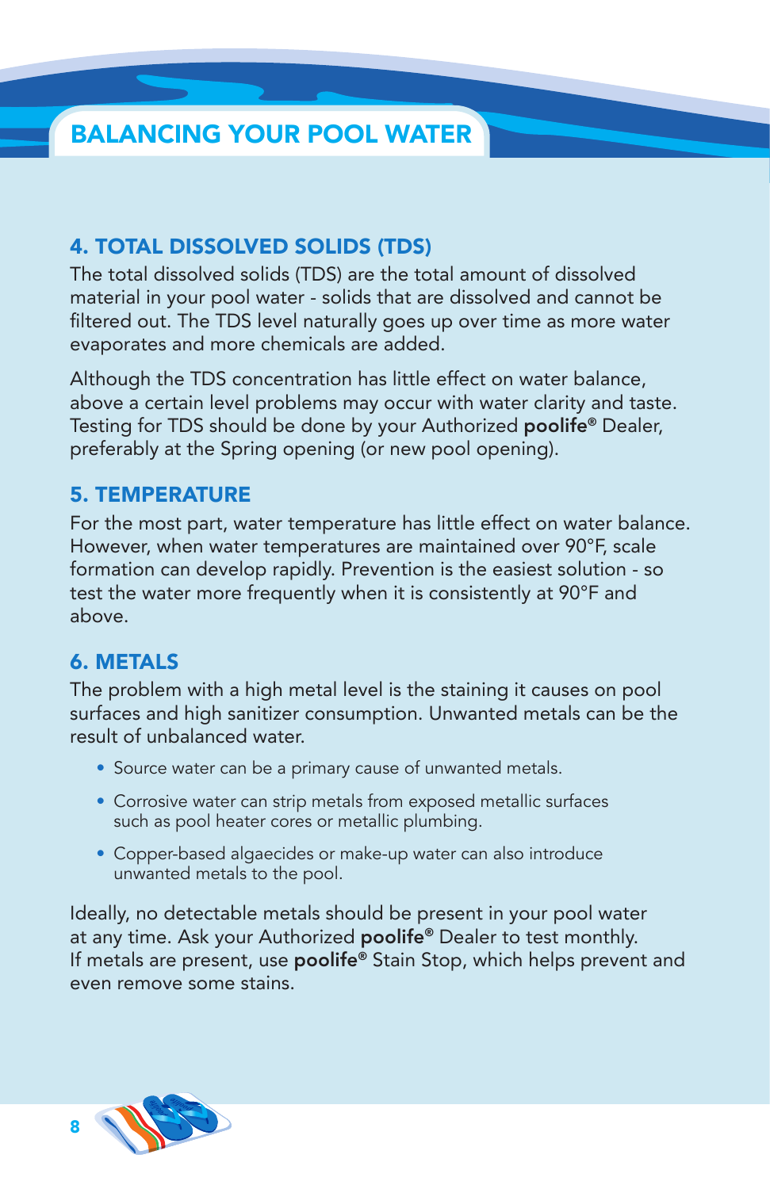# BALANCING YOUR POOL WATER

## 4. TOTAL DISSOLVED SOLIDS (TDS)

The total dissolved solids (TDS) are the total amount of dissolved material in your pool water - solids that are dissolved and cannot be filtered out. The TDS level naturally goes up over time as more water evaporates and more chemicals are added.

Although the TDS concentration has little effect on water balance, above a certain level problems may occur with water clarity and taste. Testing for TDS should be done by your Authorized **poolife®** Dealer, preferably at the Spring opening (or new pool opening).

## 5. TEMPERATURE

For the most part, water temperature has little effect on water balance. However, when water temperatures are maintained over 90°F, scale formation can develop rapidly. Prevention is the easiest solution - so test the water more frequently when it is consistently at 90°F and above.

## 6. METALS

The problem with a high metal level is the staining it causes on pool surfaces and high sanitizer consumption. Unwanted metals can be the result of unbalanced water.

- Source water can be a primary cause of unwanted metals.
- Corrosive water can strip metals from exposed metallic surfaces such as pool heater cores or metallic plumbing.
- Copper-based algaecides or make-up water can also introduce unwanted metals to the pool.

Ideally, no detectable metals should be present in your pool water at any time. Ask your Authorized **poolife®** Dealer to test monthly. If metals are present, use **poolife®** Stain Stop, which helps prevent and even remove some stains.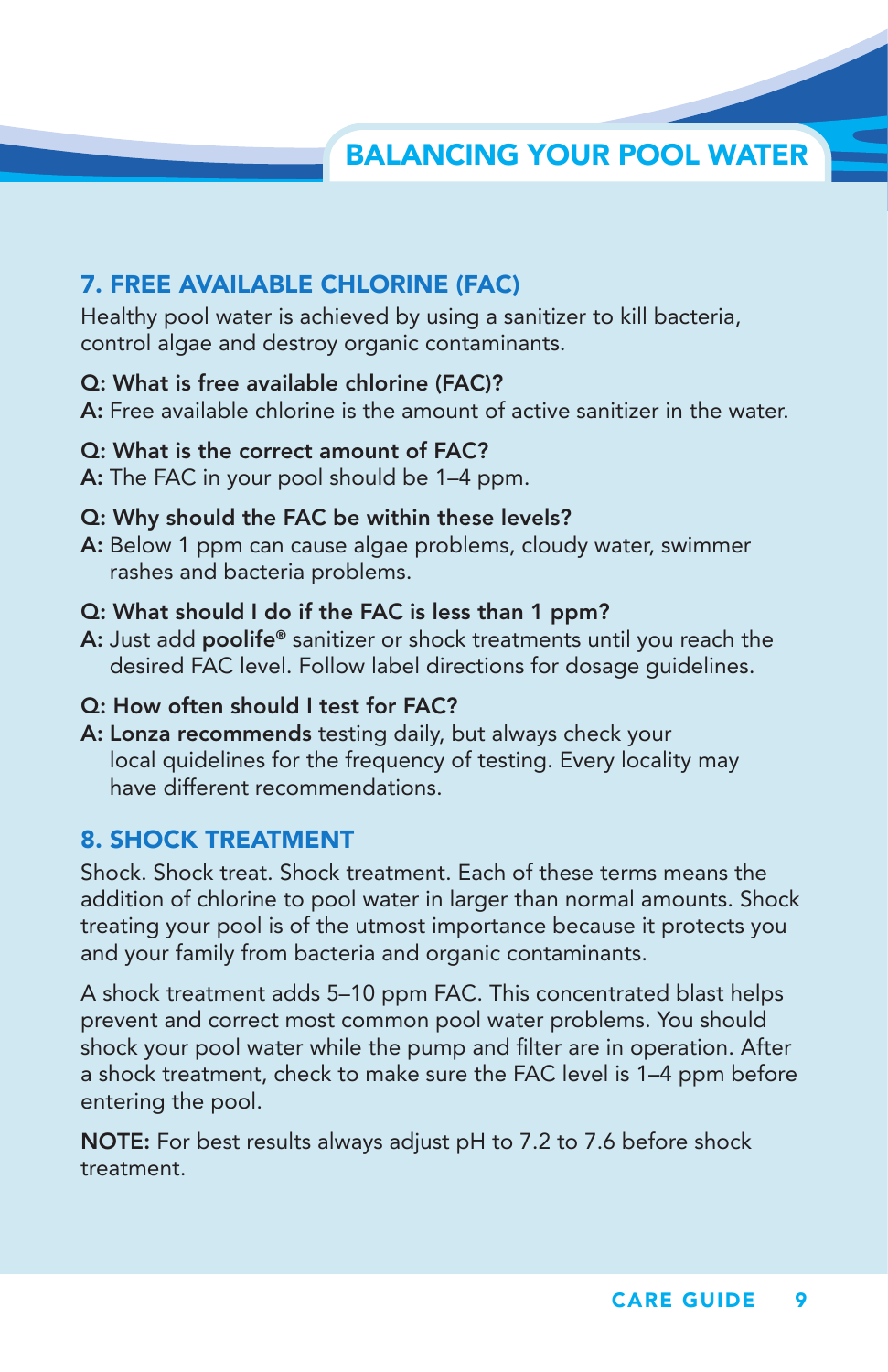## BALANCING YOUR POOL WATER

### 7. FREE AVAILABLE CHLORINE (FAC)

Healthy pool water is achieved by using a sanitizer to kill bacteria, control algae and destroy organic contaminants.

**Q: What is free available chlorine (FAC)?**
**A:** Free available chlorine is the amount of active sanitizer in the water.

**Q: What is the correct amount of FAC?**
**A:** The FAC in your pool should be 1–4 ppm.

**Q: Why should the FAC be within these levels?**
**A:** Below 1 ppm can cause algae problems, cloudy water, swimmer rashes and bacteria problems.

**Q: What should I do if the FAC is less than 1 ppm?**
**A:** Just add **poolife®** sanitizer or shock treatments until you reach the desired FAC level. Follow label directions for dosage guidelines.

**Q: How often should I test for FAC?**
**A: Lonza recommends** testing daily, but always check your local guidelines for the frequency of testing. Every locality may have different recommendations.

### 8. SHOCK TREATMENT

Shock. Shock treat. Shock treatment. Each of these terms means the addition of chlorine to pool water in larger than normal amounts. Shock treating your pool is of the utmost importance because it protects you and your family from bacteria and organic contaminants.

A shock treatment adds 5–10 ppm FAC. This concentrated blast helps prevent and correct most common pool water problems. You should shock your pool water while the pump and filter are in operation. After a shock treatment, check to make sure the FAC level is 1–4 ppm before entering the pool.

**NOTE:** For best results always adjust pH to 7.2 to 7.6 before shock treatment.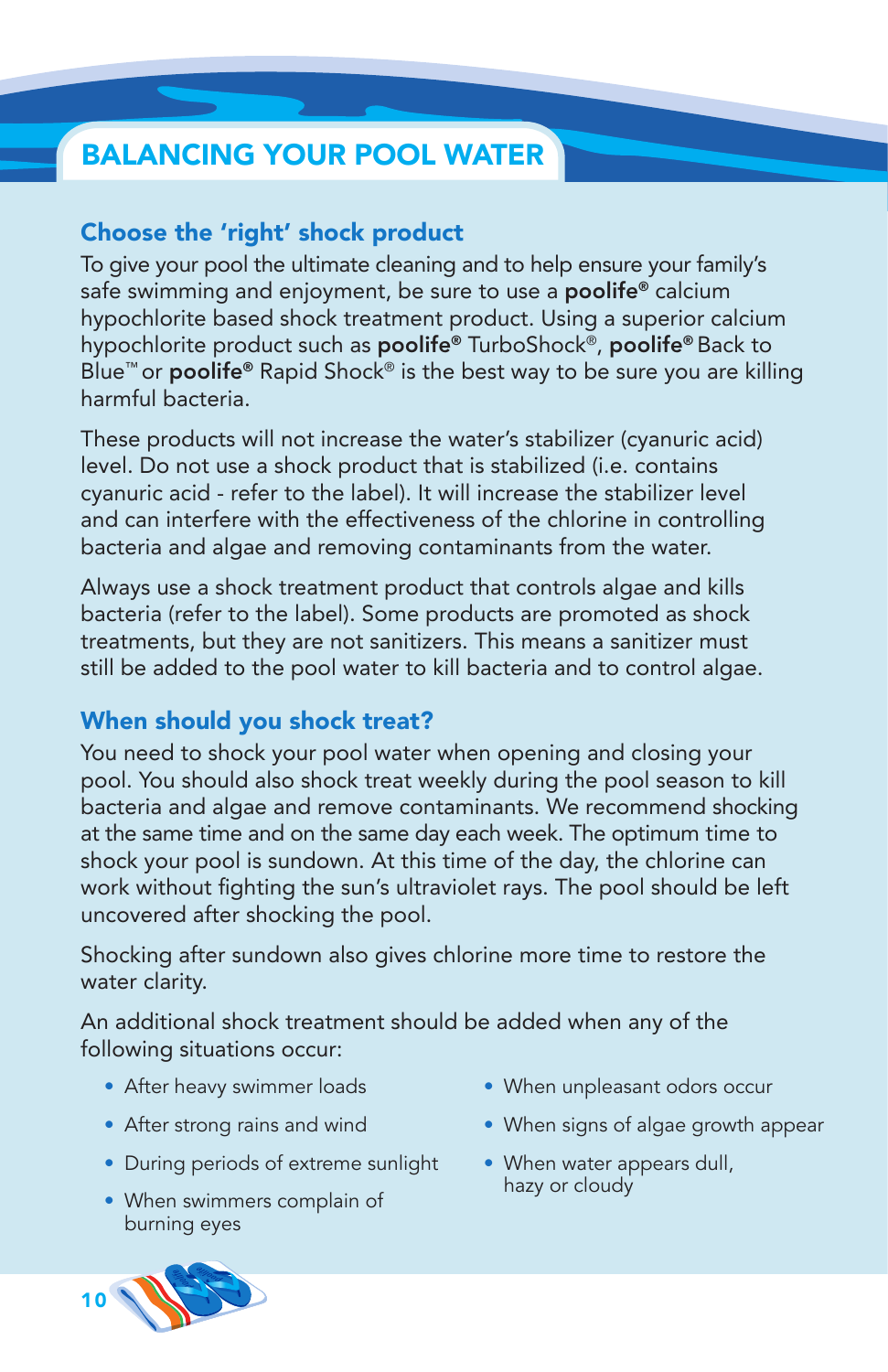# BALANCING YOUR POOL WATER

## Choose the 'right' shock product

To give your pool the ultimate cleaning and to help ensure your family's safe swimming and enjoyment, be sure to use a **poolife®** calcium hypochlorite based shock treatment product. Using a superior calcium hypochlorite product such as **poolife®** TurboShock®, **poolife®** Back to Blue™ or **poolife®** Rapid Shock® is the best way to be sure you are killing harmful bacteria.

These products will not increase the water's stabilizer (cyanuric acid) level. Do not use a shock product that is stabilized (i.e. contains cyanuric acid - refer to the label). It will increase the stabilizer level and can interfere with the effectiveness of the chlorine in controlling bacteria and algae and removing contaminants from the water.

Always use a shock treatment product that controls algae and kills bacteria (refer to the label). Some products are promoted as shock treatments, but they are not sanitizers. This means a sanitizer must still be added to the pool water to kill bacteria and to control algae.

## When should you shock treat?

You need to shock your pool water when opening and closing your pool. You should also shock treat weekly during the pool season to kill bacteria and algae and remove contaminants. We recommend shocking at the same time and on the same day each week. The optimum time to shock your pool is sundown. At this time of the day, the chlorine can work without fighting the sun's ultraviolet rays. The pool should be left uncovered after shocking the pool.

Shocking after sundown also gives chlorine more time to restore the water clarity.

An additional shock treatment should be added when any of the following situations occur:

- After heavy swimmer loads
- After strong rains and wind
- During periods of extreme sunlight
- When swimmers complain of burning eyes
- When unpleasant odors occur
- When signs of algae growth appear
- When water appears dull, hazy or cloudy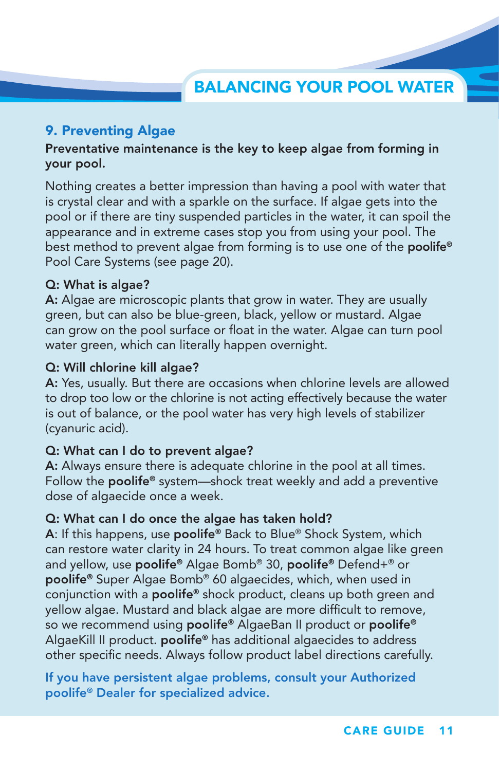# BALANCING YOUR POOL WATER

## 9. Preventing Algae

**Preventative maintenance is the key to keep algae from forming in your pool.**

Nothing creates a better impression than having a pool with water that is crystal clear and with a sparkle on the surface. If algae gets into the pool or if there are tiny suspended particles in the water, it can spoil the appearance and in extreme cases stop you from using your pool. The best method to prevent algae from forming is to use one of the **poolife®** Pool Care Systems (see page 20).

**Q: What is algae?**
**A:** Algae are microscopic plants that grow in water. They are usually green, but can also be blue-green, black, yellow or mustard. Algae can grow on the pool surface or float in the water. Algae can turn pool water green, which can literally happen overnight.

**Q: Will chlorine kill algae?**
**A:** Yes, usually. But there are occasions when chlorine levels are allowed to drop too low or the chlorine is not acting effectively because the water is out of balance, or the pool water has very high levels of stabilizer (cyanuric acid).

**Q: What can I do to prevent algae?**
**A:** Always ensure there is adequate chlorine in the pool at all times. Follow the **poolife®** system—shock treat weekly and add a preventive dose of algaecide once a week.

**Q: What can I do once the algae has taken hold?**
**A**: If this happens, use **poolife®** Back to Blue® Shock System, which can restore water clarity in 24 hours. To treat common algae like green and yellow, use **poolife®** Algae Bomb® 30, **poolife®** Defend+® or **poolife®** Super Algae Bomb® 60 algaecides, which, when used in conjunction with a **poolife®** shock product, cleans up both green and yellow algae. Mustard and black algae are more difficult to remove, so we recommend using **poolife®** AlgaeBan II product or **poolife®** AlgaeKill II product. **poolife®** has additional algaecides to address other specific needs. Always follow product label directions carefully.

**If you have persistent algae problems, consult your Authorized poolife® Dealer for specialized advice.**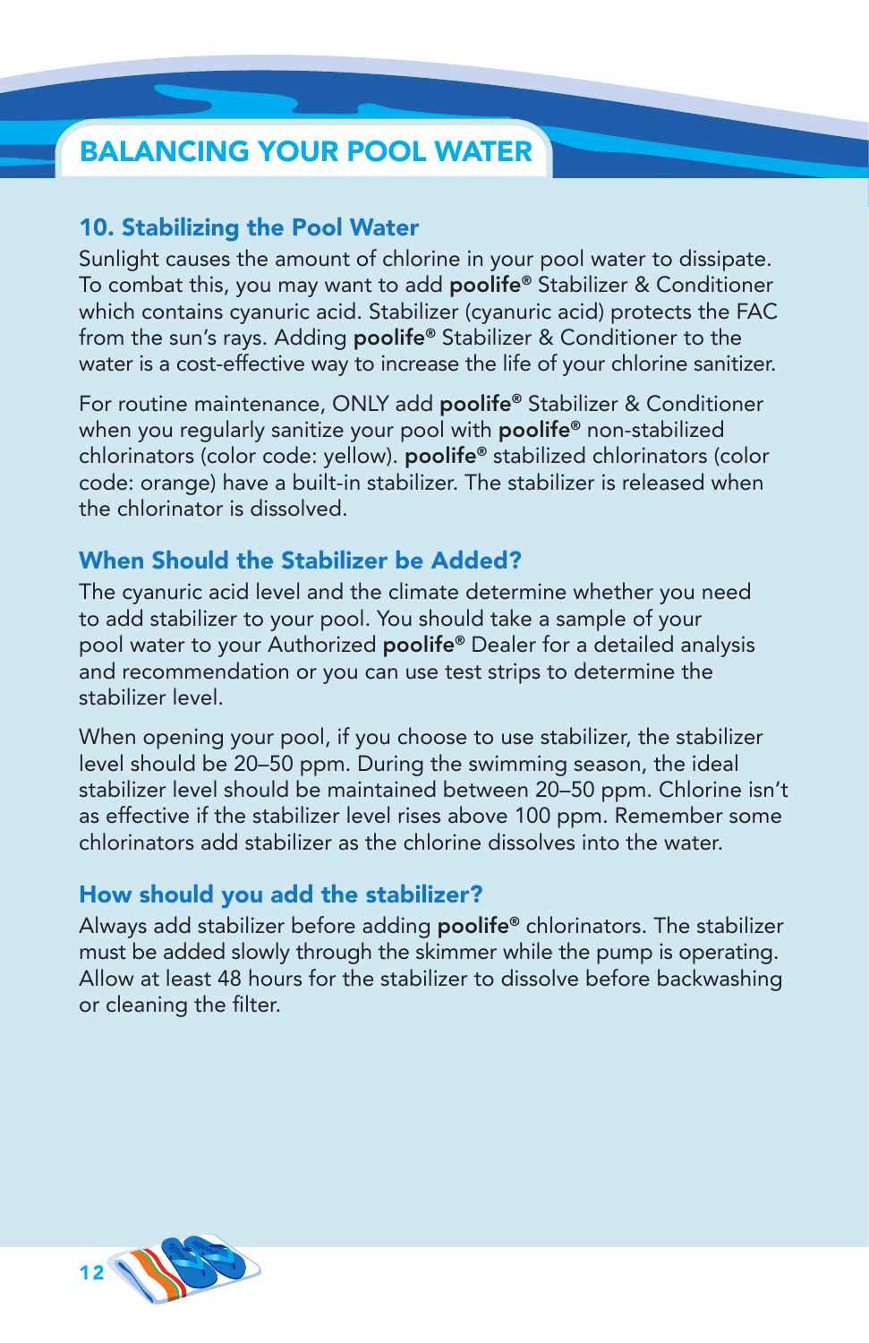# BALANCING YOUR POOL WATER

## 10. Stabilizing the Pool Water

Sunlight causes the amount of chlorine in your pool water to dissipate. To combat this, you may want to add **poolife®** Stabilizer & Conditioner which contains cyanuric acid. Stabilizer (cyanuric acid) protects the FAC from the sun's rays. Adding **poolife®** Stabilizer & Conditioner to the water is a cost-effective way to increase the life of your chlorine sanitizer.

For routine maintenance, ONLY add **poolife®** Stabilizer & Conditioner when you regularly sanitize your pool with **poolife®** non-stabilized chlorinators (color code: yellow). **poolife®** stabilized chlorinators (color code: orange) have a built-in stabilizer. The stabilizer is released when the chlorinator is dissolved.

### When Should the Stabilizer be Added?

The cyanuric acid level and the climate determine whether you need to add stabilizer to your pool. You should take a sample of your pool water to your Authorized **poolife®** Dealer for a detailed analysis and recommendation or you can use test strips to determine the stabilizer level.

When opening your pool, if you choose to use stabilizer, the stabilizer level should be 20–50 ppm. During the swimming season, the ideal stabilizer level should be maintained between 20–50 ppm. Chlorine isn't as effective if the stabilizer level rises above 100 ppm. Remember some chlorinators add stabilizer as the chlorine dissolves into the water.

### How should you add the stabilizer?

Always add stabilizer before adding **poolife®** chlorinators. The stabilizer must be added slowly through the skimmer while the pump is operating. Allow at least 48 hours for the stabilizer to dissolve before backwashing or cleaning the filter.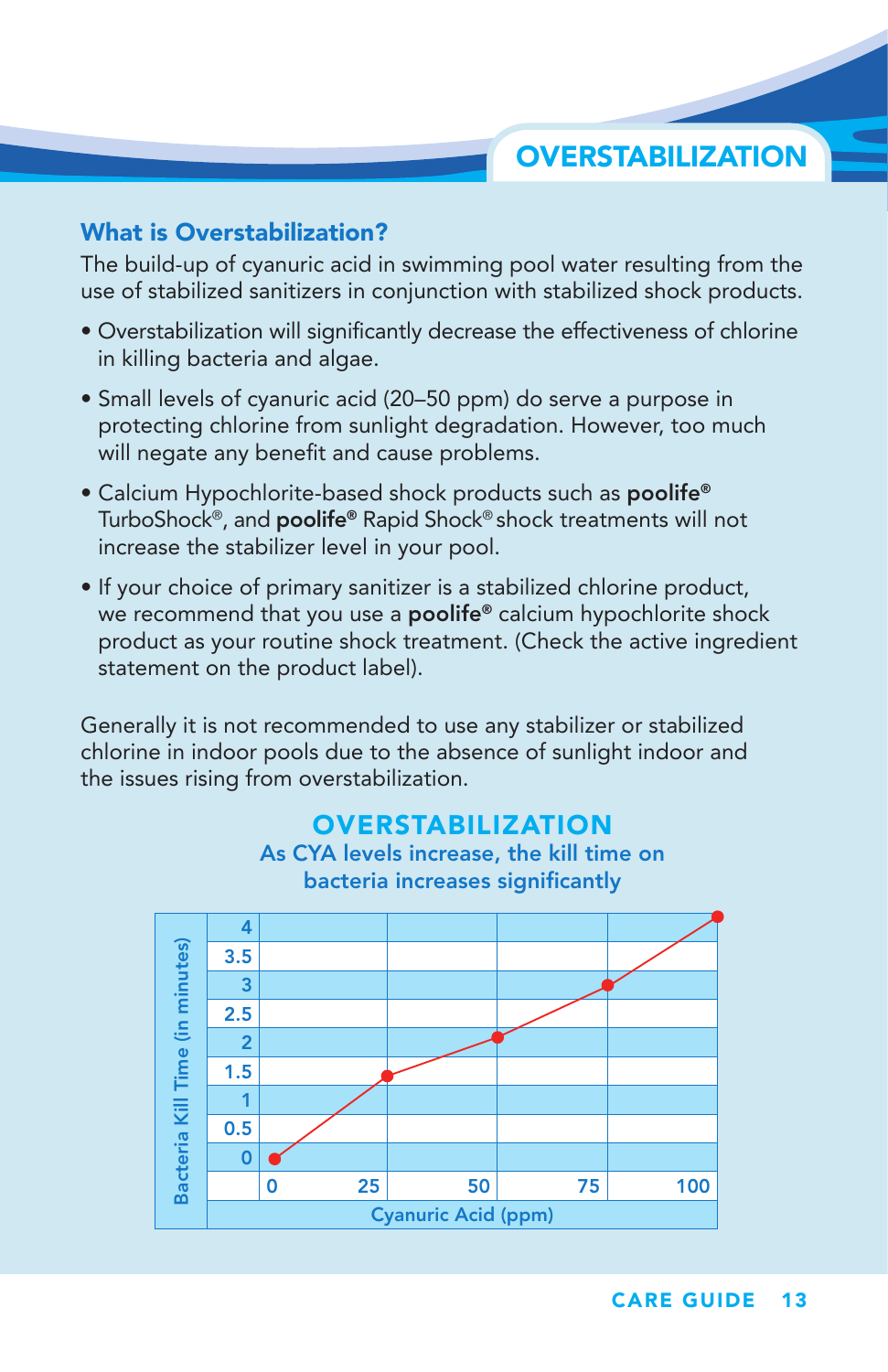# OVERSTABILIZATION

## What is Overstabilization?

The build-up of cyanuric acid in swimming pool water resulting from the use of stabilized sanitizers in conjunction with stabilized shock products.

- Overstabilization will significantly decrease the effectiveness of chlorine in killing bacteria and algae.
- Small levels of cyanuric acid (20–50 ppm) do serve a purpose in protecting chlorine from sunlight degradation. However, too much will negate any benefit and cause problems.
- Calcium Hypochlorite-based shock products such as **poolife®** TurboShock®, and **poolife®** Rapid Shock® shock treatments will not increase the stabilizer level in your pool.
- If your choice of primary sanitizer is a stabilized chlorine product, we recommend that you use a **poolife®** calcium hypochlorite shock product as your routine shock treatment. (Check the active ingredient statement on the product label).

Generally it is not recommended to use any stabilizer or stabilized chlorine in indoor pools due to the absence of sunlight indoor and the issues rising from overstabilization.

### OVERSTABILIZATION

**As CYA levels increase, the kill time on bacteria increases significantly**

| Cyanuric Acid (ppm) | 0 | 25 | 50 | 75 | 100 |
|---|---|---|---|---|---|
| Bacteria Kill Time (in minutes) | 0 | 1.5 | 2 | 3 | 4 |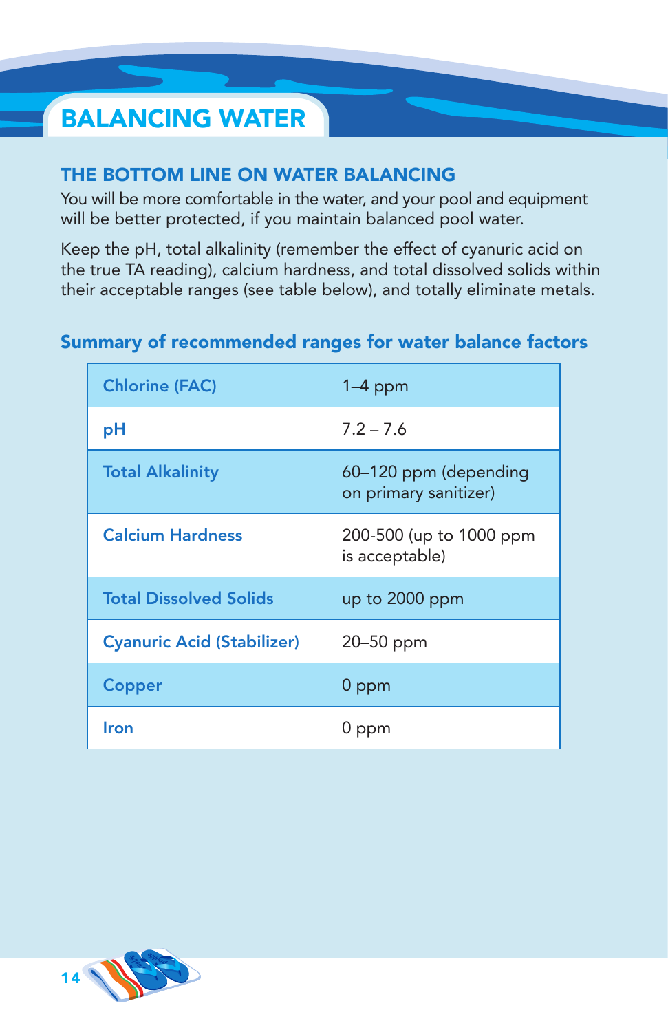# BALANCING WATER

## THE BOTTOM LINE ON WATER BALANCING

You will be more comfortable in the water, and your pool and equipment will be better protected, if you maintain balanced pool water.

Keep the pH, total alkalinity (remember the effect of cyanuric acid on the true TA reading), calcium hardness, and total dissolved solids within their acceptable ranges (see table below), and totally eliminate metals.

### Summary of recommended ranges for water balance factors

| | |
|---|---|
| Chlorine (FAC) | 1–4 ppm |
| pH | 7.2 – 7.6 |
| Total Alkalinity | 60–120 ppm (depending on primary sanitizer) |
| Calcium Hardness | 200-500 (up to 1000 ppm is acceptable) |
| Total Dissolved Solids | up to 2000 ppm |
| Cyanuric Acid (Stabilizer) | 20–50 ppm |
| Copper | 0 ppm |
| Iron | 0 ppm |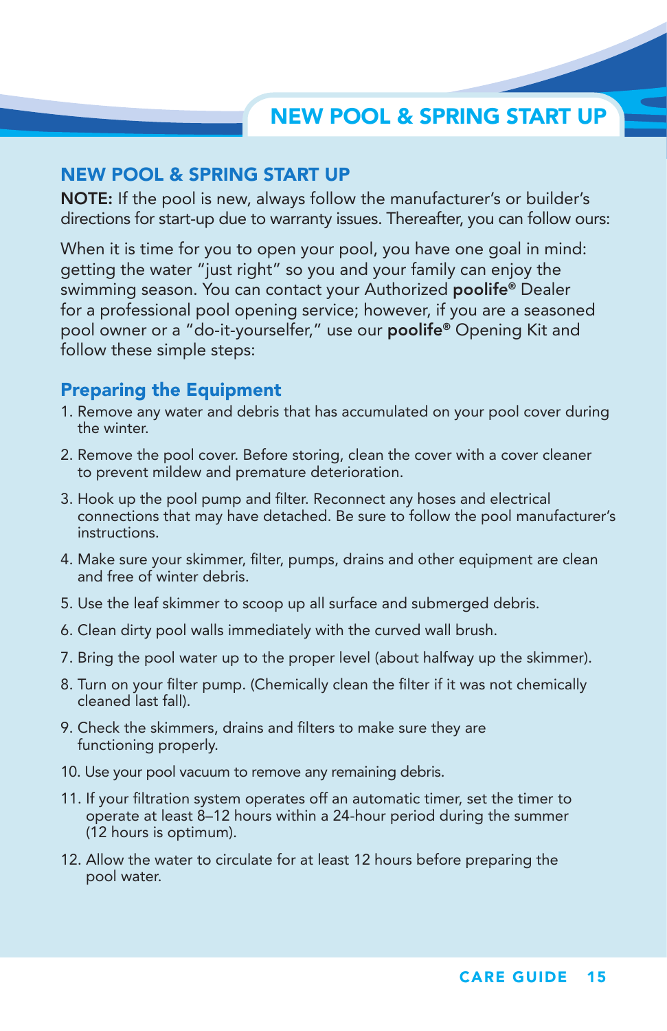## NEW POOL & SPRING START UP

**NOTE:** If the pool is new, always follow the manufacturer's or builder's directions for start-up due to warranty issues. Thereafter, you can follow ours:

When it is time for you to open your pool, you have one goal in mind: getting the water "just right" so you and your family can enjoy the swimming season. You can contact your Authorized **poolife®** Dealer for a professional pool opening service; however, if you are a seasoned pool owner or a "do-it-yourselfer," use our **poolife®** Opening Kit and follow these simple steps:

### Preparing the Equipment

1. Remove any water and debris that has accumulated on your pool cover during the winter.
2. Remove the pool cover. Before storing, clean the cover with a cover cleaner to prevent mildew and premature deterioration.
3. Hook up the pool pump and filter. Reconnect any hoses and electrical connections that may have detached. Be sure to follow the pool manufacturer's instructions.
4. Make sure your skimmer, filter, pumps, drains and other equipment are clean and free of winter debris.
5. Use the leaf skimmer to scoop up all surface and submerged debris.
6. Clean dirty pool walls immediately with the curved wall brush.
7. Bring the pool water up to the proper level (about halfway up the skimmer).
8. Turn on your filter pump. (Chemically clean the filter if it was not chemically cleaned last fall).
9. Check the skimmers, drains and filters to make sure they are functioning properly.
10. Use your pool vacuum to remove any remaining debris.
11. If your filtration system operates off an automatic timer, set the timer to operate at least 8–12 hours within a 24-hour period during the summer (12 hours is optimum).
12. Allow the water to circulate for at least 12 hours before preparing the pool water.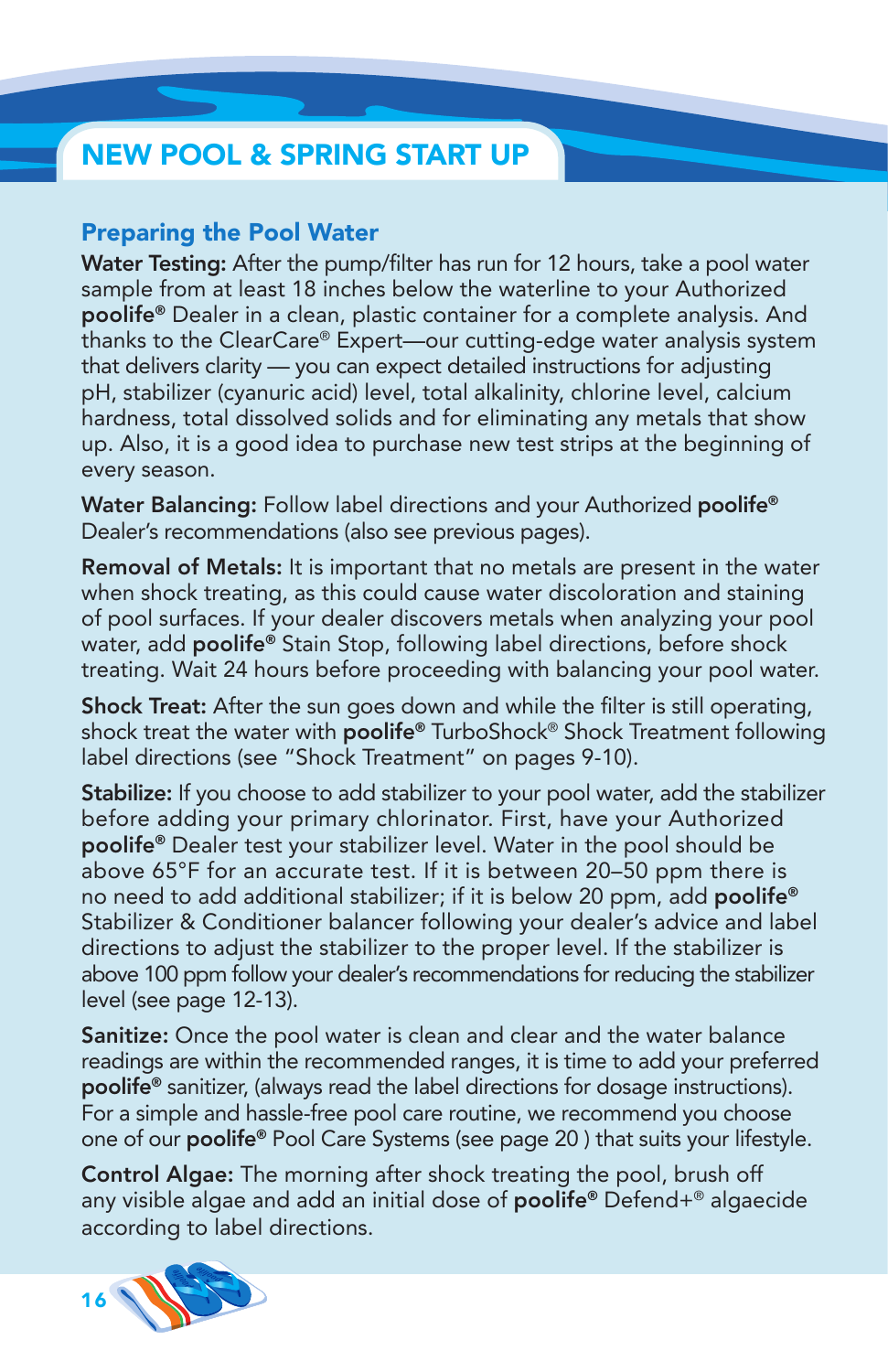# NEW POOL & SPRING START UP

## Preparing the Pool Water

**Water Testing:** After the pump/filter has run for 12 hours, take a pool water sample from at least 18 inches below the waterline to your Authorized **poolife®** Dealer in a clean, plastic container for a complete analysis. And thanks to the ClearCare® Expert—our cutting-edge water analysis system that delivers clarity — you can expect detailed instructions for adjusting pH, stabilizer (cyanuric acid) level, total alkalinity, chlorine level, calcium hardness, total dissolved solids and for eliminating any metals that show up. Also, it is a good idea to purchase new test strips at the beginning of every season.

**Water Balancing:** Follow label directions and your Authorized **poolife®** Dealer's recommendations (also see previous pages).

**Removal of Metals:** It is important that no metals are present in the water when shock treating, as this could cause water discoloration and staining of pool surfaces. If your dealer discovers metals when analyzing your pool water, add **poolife®** Stain Stop, following label directions, before shock treating. Wait 24 hours before proceeding with balancing your pool water.

**Shock Treat:** After the sun goes down and while the filter is still operating, shock treat the water with **poolife®** TurboShock® Shock Treatment following label directions (see "Shock Treatment" on pages 9-10).

**Stabilize:** If you choose to add stabilizer to your pool water, add the stabilizer before adding your primary chlorinator. First, have your Authorized **poolife®** Dealer test your stabilizer level. Water in the pool should be above 65°F for an accurate test. If it is between 20–50 ppm there is no need to add additional stabilizer; if it is below 20 ppm, add **poolife®** Stabilizer & Conditioner balancer following your dealer's advice and label directions to adjust the stabilizer to the proper level. If the stabilizer is above 100 ppm follow your dealer's recommendations for reducing the stabilizer level (see page 12-13).

**Sanitize:** Once the pool water is clean and clear and the water balance readings are within the recommended ranges, it is time to add your preferred **poolife®** sanitizer, (always read the label directions for dosage instructions). For a simple and hassle-free pool care routine, we recommend you choose one of our **poolife®** Pool Care Systems (see page 20 ) that suits your lifestyle.

**Control Algae:** The morning after shock treating the pool, brush off any visible algae and add an initial dose of **poolife®** Defend+® algaecide according to label directions.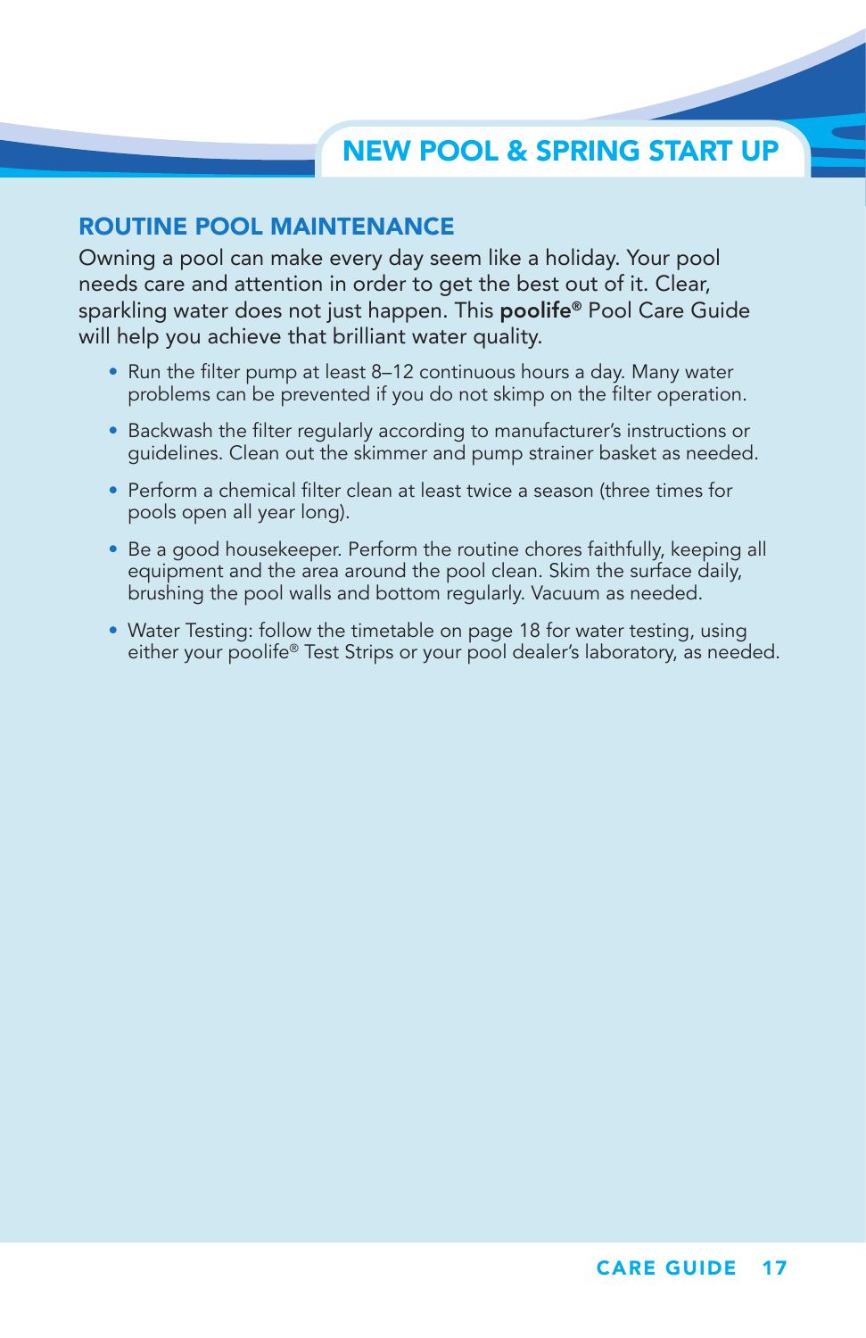# NEW POOL & SPRING START UP

## ROUTINE POOL MAINTENANCE

Owning a pool can make every day seem like a holiday. Your pool needs care and attention in order to get the best out of it. Clear, sparkling water does not just happen. This **poolife®** Pool Care Guide will help you achieve that brilliant water quality.

- Run the filter pump at least 8–12 continuous hours a day. Many water problems can be prevented if you do not skimp on the filter operation.
- Backwash the filter regularly according to manufacturer's instructions or guidelines. Clean out the skimmer and pump strainer basket as needed.
- Perform a chemical filter clean at least twice a season (three times for pools open all year long).
- Be a good housekeeper. Perform the routine chores faithfully, keeping all equipment and the area around the pool clean. Skim the surface daily, brushing the pool walls and bottom regularly. Vacuum as needed.
- Water Testing: follow the timetable on page 18 for water testing, using either your poolife® Test Strips or your pool dealer's laboratory, as needed.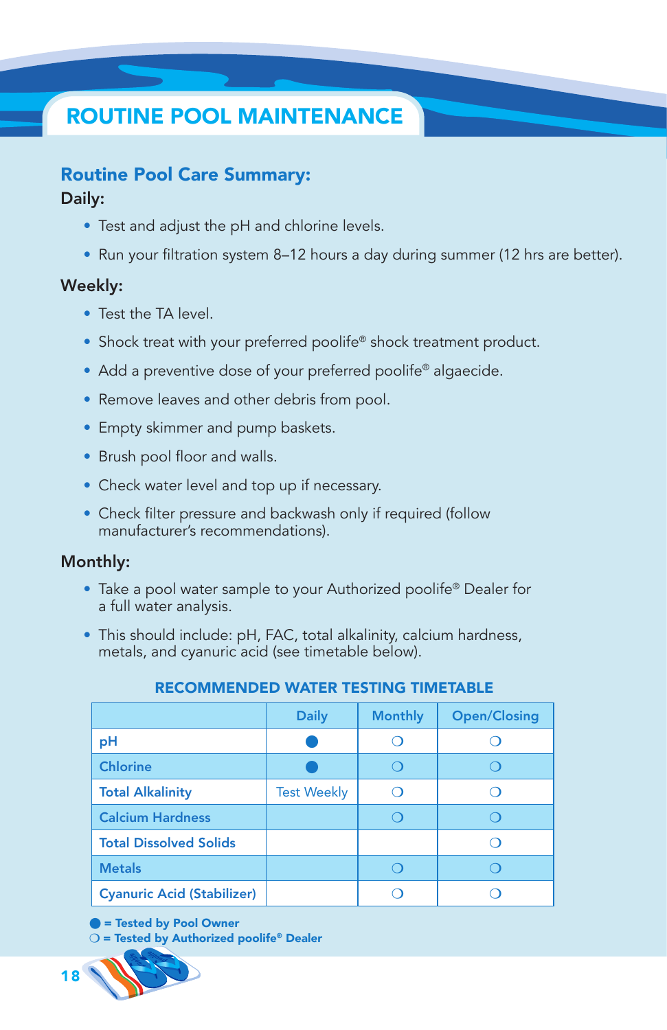# ROUTINE POOL MAINTENANCE

## Routine Pool Care Summary:

### Daily:

- Test and adjust the pH and chlorine levels.
- Run your filtration system 8–12 hours a day during summer (12 hrs are better).

### Weekly:

- Test the TA level.
- Shock treat with your preferred poolife® shock treatment product.
- Add a preventive dose of your preferred poolife® algaecide.
- Remove leaves and other debris from pool.
- Empty skimmer and pump baskets.
- Brush pool floor and walls.
- Check water level and top up if necessary.
- Check filter pressure and backwash only if required (follow manufacturer's recommendations).

### Monthly:

- Take a pool water sample to your Authorized poolife® Dealer for a full water analysis.
- This should include: pH, FAC, total alkalinity, calcium hardness, metals, and cyanuric acid (see timetable below).

**RECOMMENDED WATER TESTING TIMETABLE**

| | Daily | Monthly | Open/Closing |
|---|---|---|---|
| pH | ● | ❍ | ❍ |
| Chlorine | ● | ❍ | ❍ |
| Total Alkalinity | Test Weekly | ❍ | ❍ |
| Calcium Hardness | | ❍ | ❍ |
| Total Dissolved Solids | | | ❍ |
| Metals | | ❍ | ❍ |
| Cyanuric Acid (Stabilizer) | | ❍ | ❍ |

● = Tested by Pool Owner
❍ = Tested by Authorized poolife® Dealer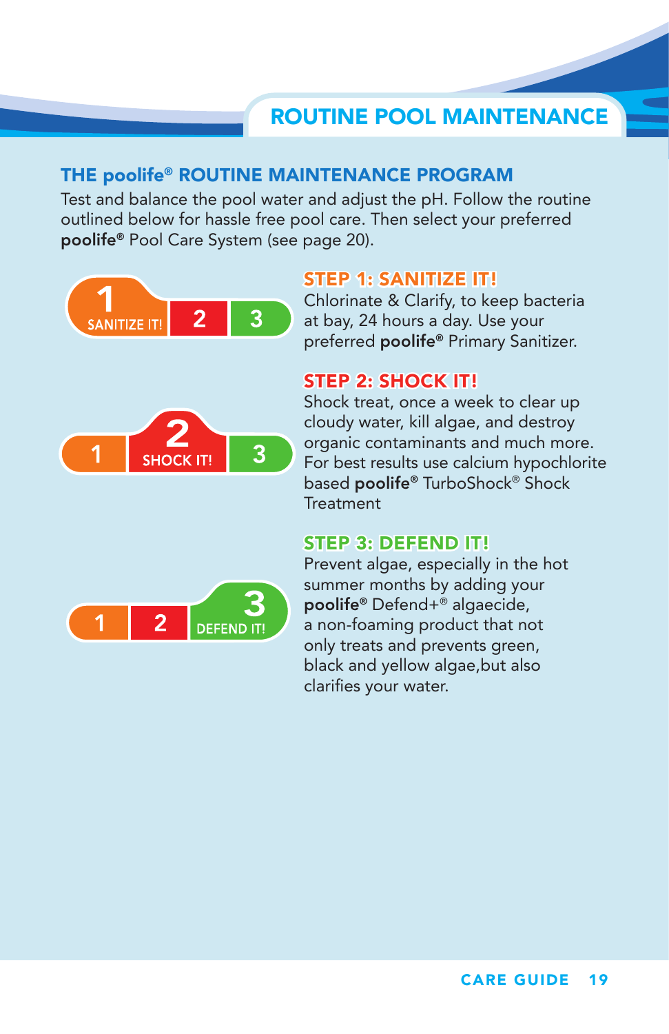# ROUTINE POOL MAINTENANCE

## THE poolife® ROUTINE MAINTENANCE PROGRAM

Test and balance the pool water and adjust the pH. Follow the routine outlined below for hassle free pool care. Then select your preferred **poolife®** Pool Care System (see page 20).

### STEP 1: SANITIZE IT!

Chlorinate & Clarify, to keep bacteria at bay, 24 hours a day. Use your preferred **poolife®** Primary Sanitizer.

### STEP 2: SHOCK IT!

Shock treat, once a week to clear up cloudy water, kill algae, and destroy organic contaminants and much more. For best results use calcium hypochlorite based **poolife®** TurboShock® Shock Treatment

### STEP 3: DEFEND IT!

Prevent algae, especially in the hot summer months by adding your **poolife®** Defend+® algaecide, a non-foaming product that not only treats and prevents green, black and yellow algae,but also clarifies your water.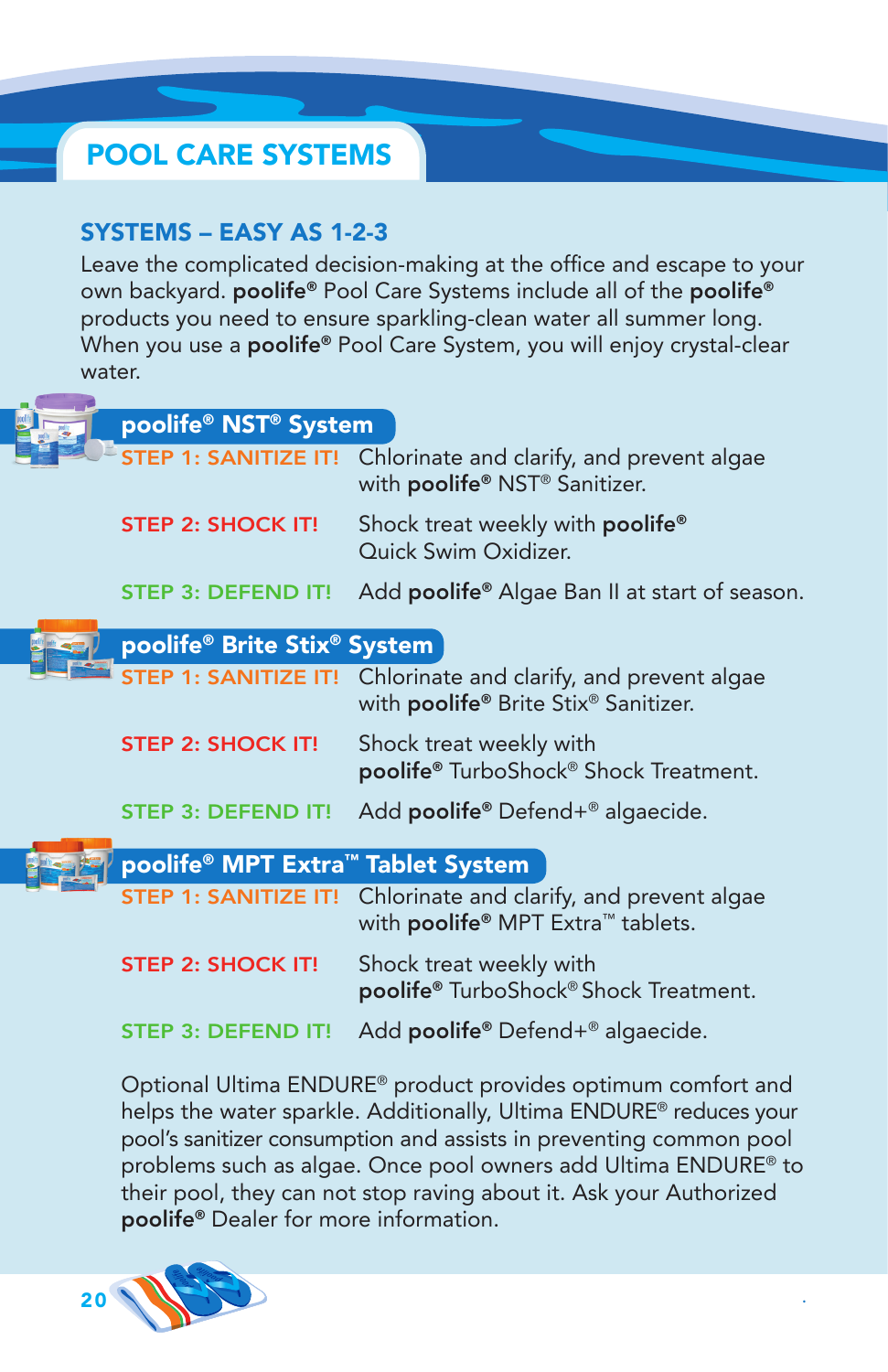# POOL CARE SYSTEMS

## SYSTEMS – EASY AS 1-2-3

Leave the complicated decision-making at the office and escape to your own backyard. **poolife®** Pool Care Systems include all of the **poolife®** products you need to ensure sparkling-clean water all summer long. When you use a **poolife®** Pool Care System, you will enjoy crystal-clear water.

### poolife® NST® System

**STEP 1: SANITIZE IT!** Chlorinate and clarify, and prevent algae with **poolife®** NST® Sanitizer.

**STEP 2: SHOCK IT!** Shock treat weekly with **poolife®** Quick Swim Oxidizer.

**STEP 3: DEFEND IT!** Add **poolife®** Algae Ban II at start of season.

### poolife® Brite Stix® System

**STEP 1: SANITIZE IT!** Chlorinate and clarify, and prevent algae with **poolife®** Brite Stix® Sanitizer.

**STEP 2: SHOCK IT!** Shock treat weekly with **poolife®** TurboShock® Shock Treatment.

**STEP 3: DEFEND IT!** Add **poolife®** Defend+® algaecide.

### poolife® MPT Extra™ Tablet System

**STEP 1: SANITIZE IT!** Chlorinate and clarify, and prevent algae with **poolife®** MPT Extra™ tablets.

**STEP 2: SHOCK IT!** Shock treat weekly with **poolife®** TurboShock® Shock Treatment.

**STEP 3: DEFEND IT!** Add **poolife®** Defend+® algaecide.

Optional Ultima ENDURE® product provides optimum comfort and helps the water sparkle. Additionally, Ultima ENDURE® reduces your pool's sanitizer consumption and assists in preventing common pool problems such as algae. Once pool owners add Ultima ENDURE® to their pool, they can not stop raving about it. Ask your Authorized **poolife®** Dealer for more information.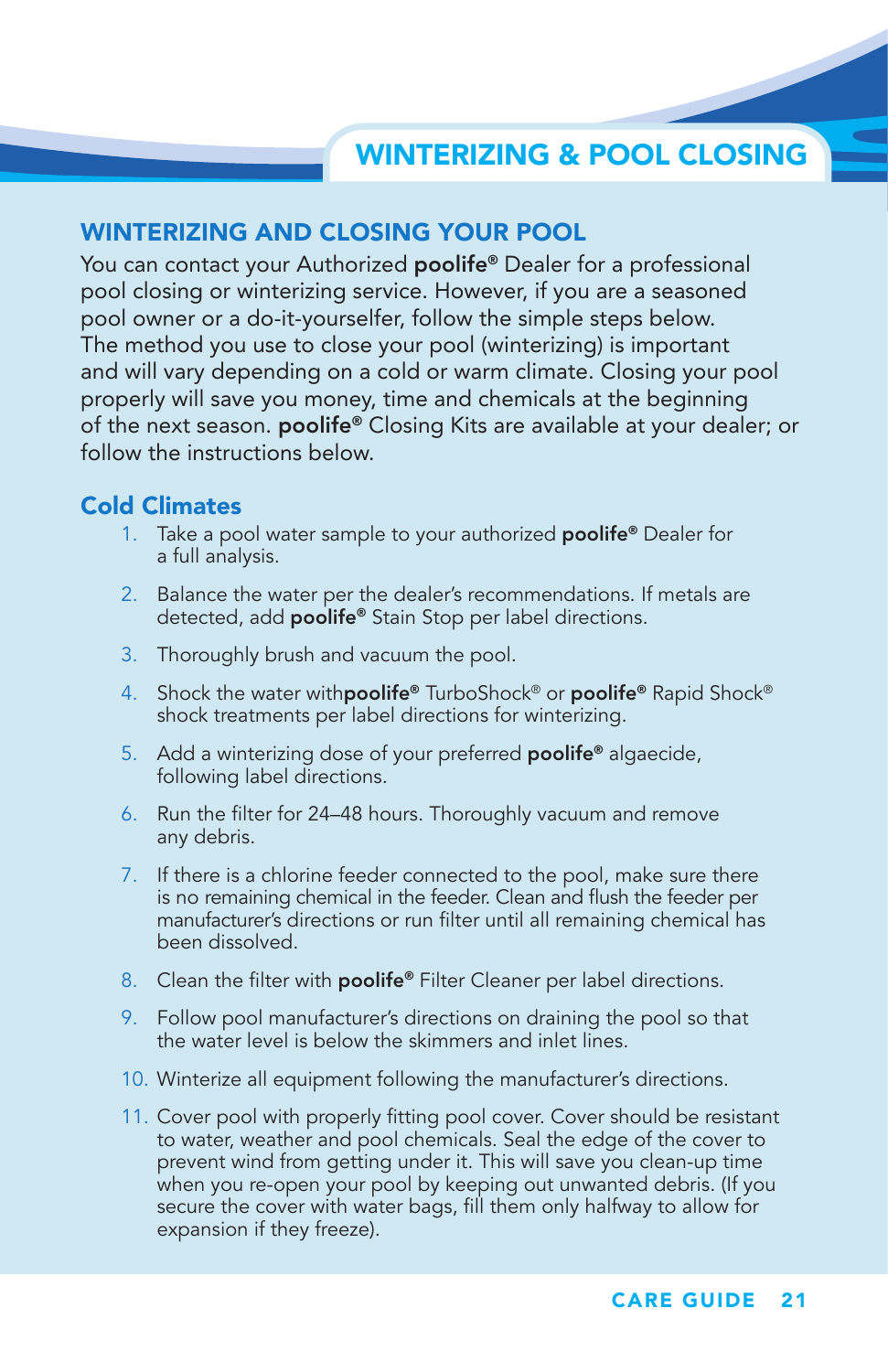# WINTERIZING & POOL CLOSING

## WINTERIZING AND CLOSING YOUR POOL

You can contact your Authorized **poolife®** Dealer for a professional pool closing or winterizing service. However, if you are a seasoned pool owner or a do-it-yourselfer, follow the simple steps below. The method you use to close your pool (winterizing) is important and will vary depending on a cold or warm climate. Closing your pool properly will save you money, time and chemicals at the beginning of the next season. **poolife®** Closing Kits are available at your dealer; or follow the instructions below.

### Cold Climates

1. Take a pool water sample to your authorized **poolife®** Dealer for a full analysis.
2. Balance the water per the dealer's recommendations. If metals are detected, add **poolife®** Stain Stop per label directions.
3. Thoroughly brush and vacuum the pool.
4. Shock the water with**poolife®** TurboShock® or **poolife®** Rapid Shock® shock treatments per label directions for winterizing.
5. Add a winterizing dose of your preferred **poolife®** algaecide, following label directions.
6. Run the filter for 24–48 hours. Thoroughly vacuum and remove any debris.
7. If there is a chlorine feeder connected to the pool, make sure there is no remaining chemical in the feeder. Clean and flush the feeder per manufacturer's directions or run filter until all remaining chemical has been dissolved.
8. Clean the filter with **poolife®** Filter Cleaner per label directions.
9. Follow pool manufacturer's directions on draining the pool so that the water level is below the skimmers and inlet lines.
10. Winterize all equipment following the manufacturer's directions.
11. Cover pool with properly fitting pool cover. Cover should be resistant to water, weather and pool chemicals. Seal the edge of the cover to prevent wind from getting under it. This will save you clean-up time when you re-open your pool by keeping out unwanted debris. (If you secure the cover with water bags, fill them only halfway to allow for expansion if they freeze).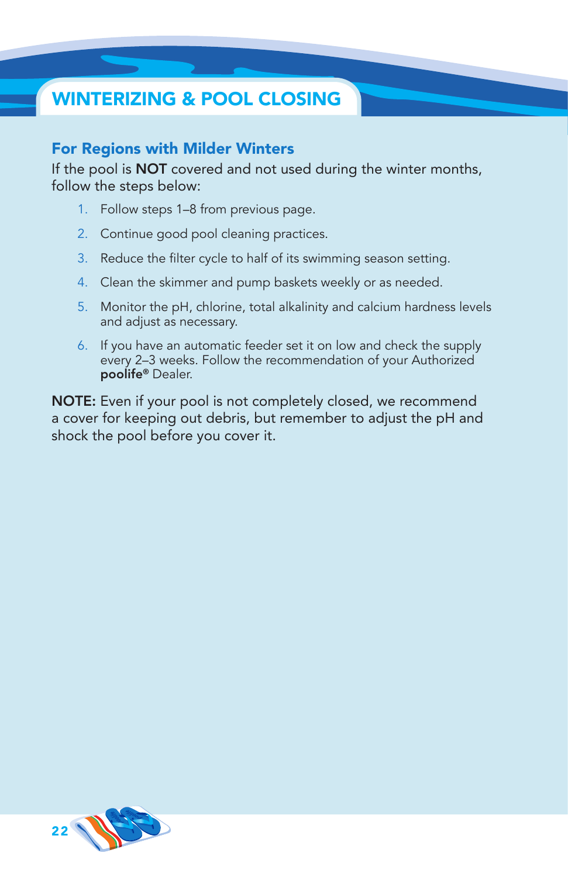# WINTERIZING & POOL CLOSING

## For Regions with Milder Winters

If the pool is **NOT** covered and not used during the winter months, follow the steps below:

1. Follow steps 1–8 from previous page.
2. Continue good pool cleaning practices.
3. Reduce the filter cycle to half of its swimming season setting.
4. Clean the skimmer and pump baskets weekly or as needed.
5. Monitor the pH, chlorine, total alkalinity and calcium hardness levels and adjust as necessary.
6. If you have an automatic feeder set it on low and check the supply every 2–3 weeks. Follow the recommendation of your Authorized **poolife®** Dealer.

**NOTE:** Even if your pool is not completely closed, we recommend a cover for keeping out debris, but remember to adjust the pH and shock the pool before you cover it.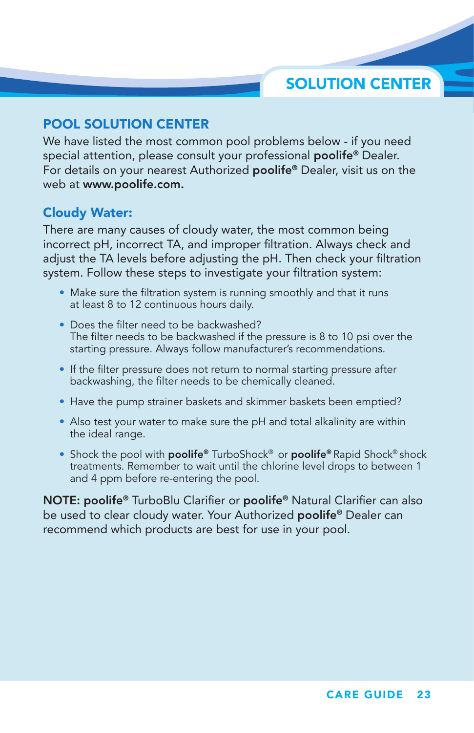## POOL SOLUTION CENTER

We have listed the most common pool problems below - if you need special attention, please consult your professional **poolife®** Dealer. For details on your nearest Authorized **poolife®** Dealer, visit us on the web at **www.poolife.com.**

### Cloudy Water:

There are many causes of cloudy water, the most common being incorrect pH, incorrect TA, and improper filtration. Always check and adjust the TA levels before adjusting the pH. Then check your filtration system. Follow these steps to investigate your filtration system:

- Make sure the filtration system is running smoothly and that it runs at least 8 to 12 continuous hours daily.
- Does the filter need to be backwashed? The filter needs to be backwashed if the pressure is 8 to 10 psi over the starting pressure. Always follow manufacturer's recommendations.
- If the filter pressure does not return to normal starting pressure after backwashing, the filter needs to be chemically cleaned.
- Have the pump strainer baskets and skimmer baskets been emptied?
- Also test your water to make sure the pH and total alkalinity are within the ideal range.
- Shock the pool with **poolife®** TurboShock® or **poolife®** Rapid Shock® shock treatments. Remember to wait until the chlorine level drops to between 1 and 4 ppm before re-entering the pool.

**NOTE: poolife®** TurboBlu Clarifier or **poolife®** Natural Clarifier can also be used to clear cloudy water. Your Authorized **poolife®** Dealer can recommend which products are best for use in your pool.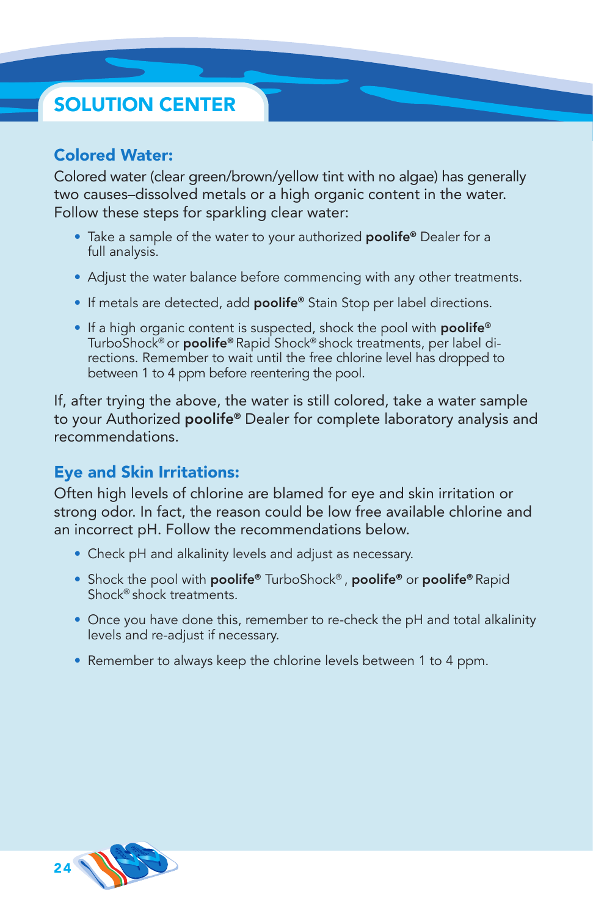## SOLUTION CENTER

### Colored Water:

Colored water (clear green/brown/yellow tint with no algae) has generally two causes–dissolved metals or a high organic content in the water. Follow these steps for sparkling clear water:

- Take a sample of the water to your authorized **poolife®** Dealer for a full analysis.
- Adjust the water balance before commencing with any other treatments.
- If metals are detected, add **poolife®** Stain Stop per label directions.
- If a high organic content is suspected, shock the pool with **poolife®** TurboShock® or **poolife®** Rapid Shock® shock treatments, per label directions. Remember to wait until the free chlorine level has dropped to between 1 to 4 ppm before reentering the pool.

If, after trying the above, the water is still colored, take a water sample to your Authorized **poolife®** Dealer for complete laboratory analysis and recommendations.

### Eye and Skin Irritations:

Often high levels of chlorine are blamed for eye and skin irritation or strong odor. In fact, the reason could be low free available chlorine and an incorrect pH. Follow the recommendations below.

- Check pH and alkalinity levels and adjust as necessary.
- Shock the pool with **poolife®** TurboShock® , **poolife®** or **poolife®** Rapid Shock® shock treatments.
- Once you have done this, remember to re-check the pH and total alkalinity levels and re-adjust if necessary.
- Remember to always keep the chlorine levels between 1 to 4 ppm.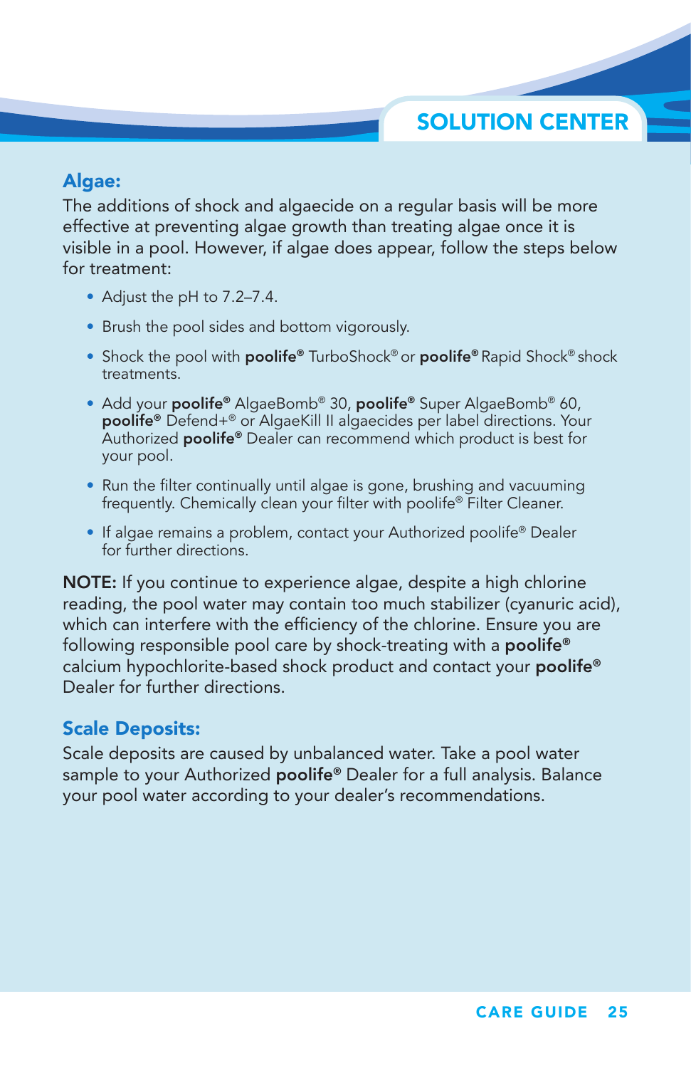# SOLUTION CENTER

## Algae:

The additions of shock and algaecide on a regular basis will be more effective at preventing algae growth than treating algae once it is visible in a pool. However, if algae does appear, follow the steps below for treatment:

- Adjust the pH to 7.2–7.4.
- Brush the pool sides and bottom vigorously.
- Shock the pool with **poolife®** TurboShock® or **poolife®** Rapid Shock® shock treatments.
- Add your **poolife®** AlgaeBomb® 30, **poolife®** Super AlgaeBomb® 60, **poolife®** Defend+® or AlgaeKill II algaecides per label directions. Your Authorized **poolife®** Dealer can recommend which product is best for your pool.
- Run the filter continually until algae is gone, brushing and vacuuming frequently. Chemically clean your filter with poolife® Filter Cleaner.
- If algae remains a problem, contact your Authorized poolife® Dealer for further directions.

**NOTE:** If you continue to experience algae, despite a high chlorine reading, the pool water may contain too much stabilizer (cyanuric acid), which can interfere with the efficiency of the chlorine. Ensure you are following responsible pool care by shock-treating with a **poolife®** calcium hypochlorite-based shock product and contact your **poolife®** Dealer for further directions.

## Scale Deposits:

Scale deposits are caused by unbalanced water. Take a pool water sample to your Authorized **poolife®** Dealer for a full analysis. Balance your pool water according to your dealer's recommendations.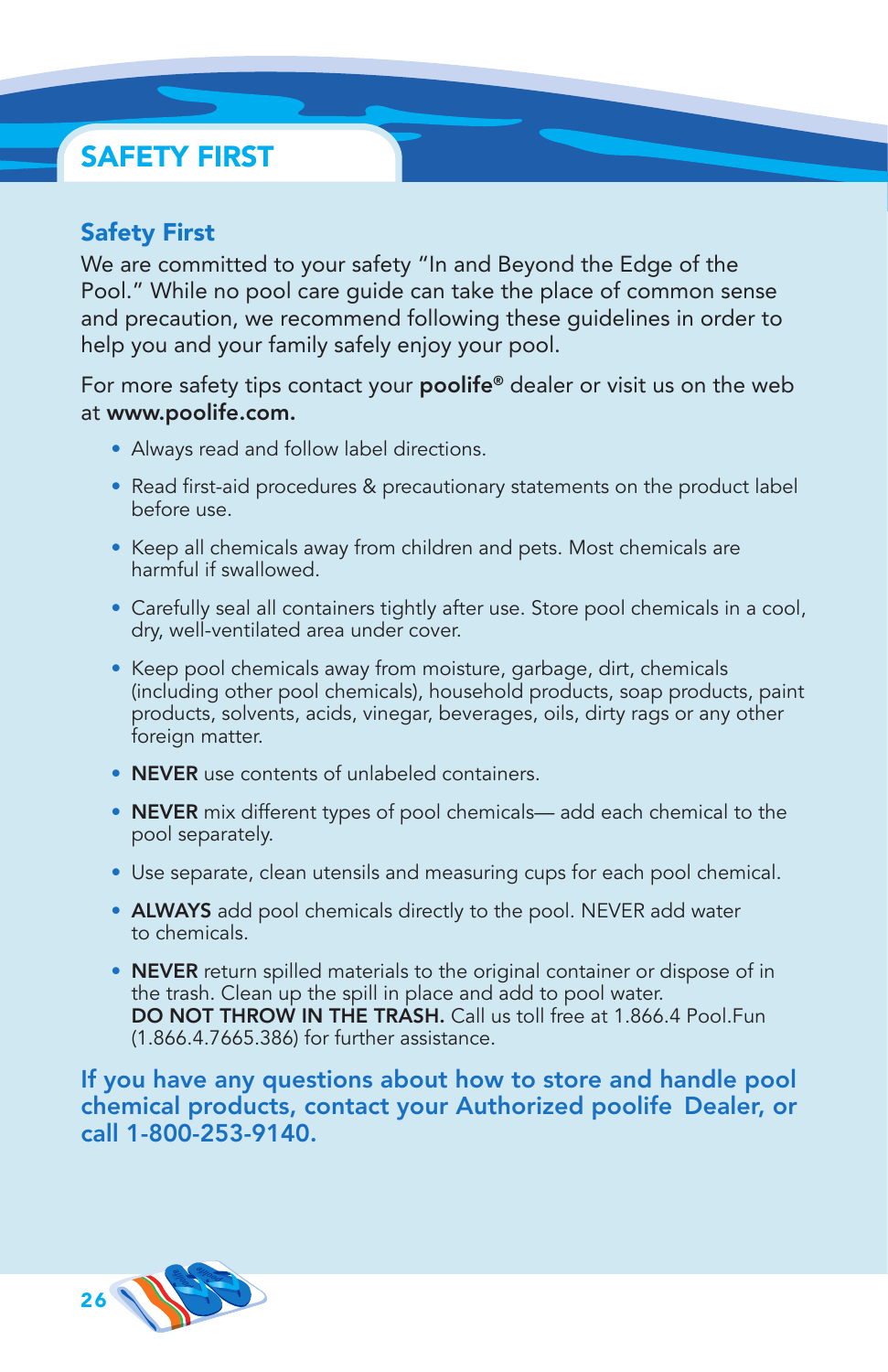# SAFETY FIRST

## Safety First

We are committed to your safety "In and Beyond the Edge of the Pool." While no pool care guide can take the place of common sense and precaution, we recommend following these guidelines in order to help you and your family safely enjoy your pool.

For more safety tips contact your **poolife®** dealer or visit us on the web at **www.poolife.com.**

- Always read and follow label directions.
- Read first-aid procedures & precautionary statements on the product label before use.
- Keep all chemicals away from children and pets. Most chemicals are harmful if swallowed.
- Carefully seal all containers tightly after use. Store pool chemicals in a cool, dry, well-ventilated area under cover.
- Keep pool chemicals away from moisture, garbage, dirt, chemicals (including other pool chemicals), household products, soap products, paint products, solvents, acids, vinegar, beverages, oils, dirty rags or any other foreign matter.
- **NEVER** use contents of unlabeled containers.
- **NEVER** mix different types of pool chemicals— add each chemical to the pool separately.
- Use separate, clean utensils and measuring cups for each pool chemical.
- **ALWAYS** add pool chemicals directly to the pool. NEVER add water to chemicals.
- **NEVER** return spilled materials to the original container or dispose of in the trash. Clean up the spill in place and add to pool water. **DO NOT THROW IN THE TRASH.** Call us toll free at 1.866.4 Pool.Fun (1.866.4.7665.386) for further assistance.

**If you have any questions about how to store and handle pool chemical products, contact your Authorized poolife Dealer, or call 1-800-253-9140.**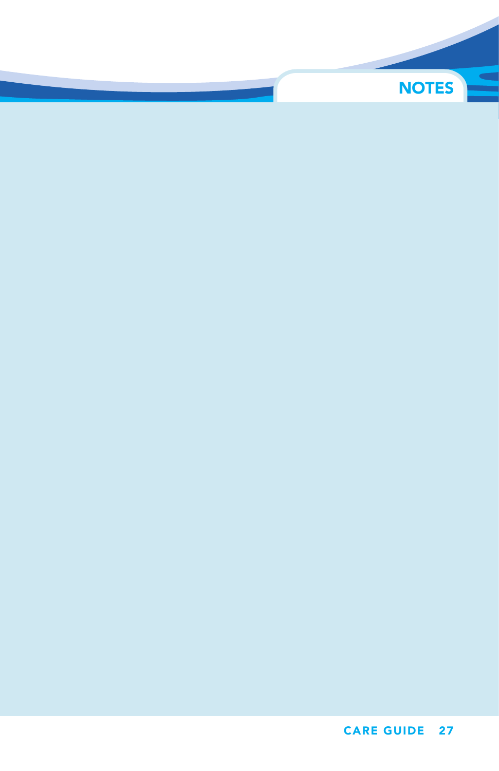# NOTES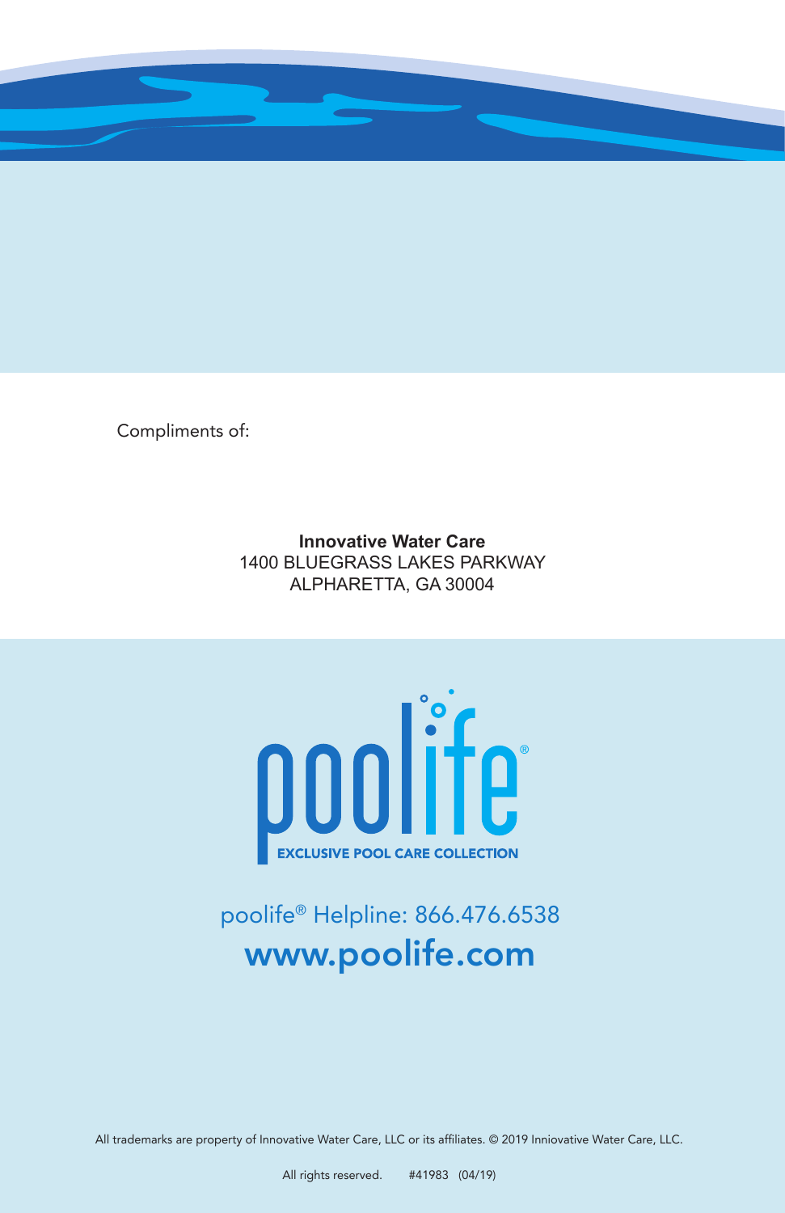Compliments of:

**Innovative Water Care**
1400 BLUEGRASS LAKES PARKWAY
ALPHARETTA, GA 30004

poolife®

EXCLUSIVE POOL CARE COLLECTION

poolife® Helpline: 866.476.6538

**www.poolife.com**

All trademarks are property of Innovative Water Care, LLC or its affiliates. © 2019 Inniovative Water Care, LLC.

All rights reserved. #41983 (04/19)